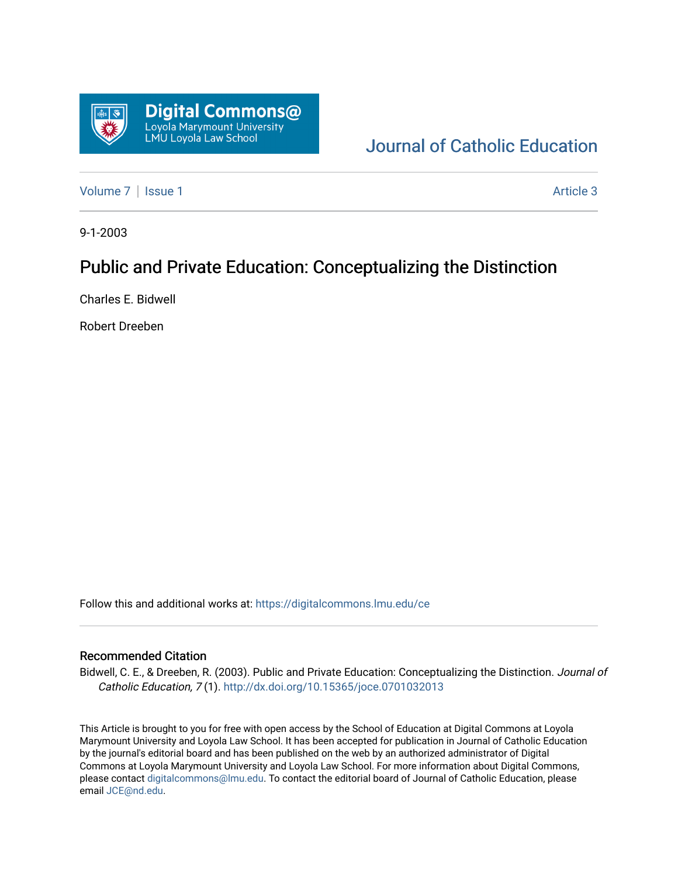Digital Commons@ Loyola Marymount University LMU Loyola Law School

Journal of Catholic Education

Volume 7 | Issue 1 Article 3

9-1-2003

# Public and Private Education: Conceptualizing the Distinction

Charles E. Bidwell

Robert Dreeben

Follow this and additional works at: https://digitalcommons.lmu.edu/ce

## Recommended Citation

Bidwell, C. E., & Dreeben, R. (2003). Public and Private Education: Conceptualizing the Distinction. *Journal of Catholic Education, 7* (1). http://dx.doi.org/10.15365/joce.0701032013

This Article is brought to you for free with open access by the School of Education at Digital Commons at Loyola Marymount University and Loyola Law School. It has been accepted for publication in Journal of Catholic Education by the journal's editorial board and has been published on the web by an authorized administrator of Digital Commons at Loyola Marymount University and Loyola Law School. For more information about Digital Commons, please contact digitalcommons@lmu.edu. To contact the editorial board of Journal of Catholic Education, please email JCE@nd.edu.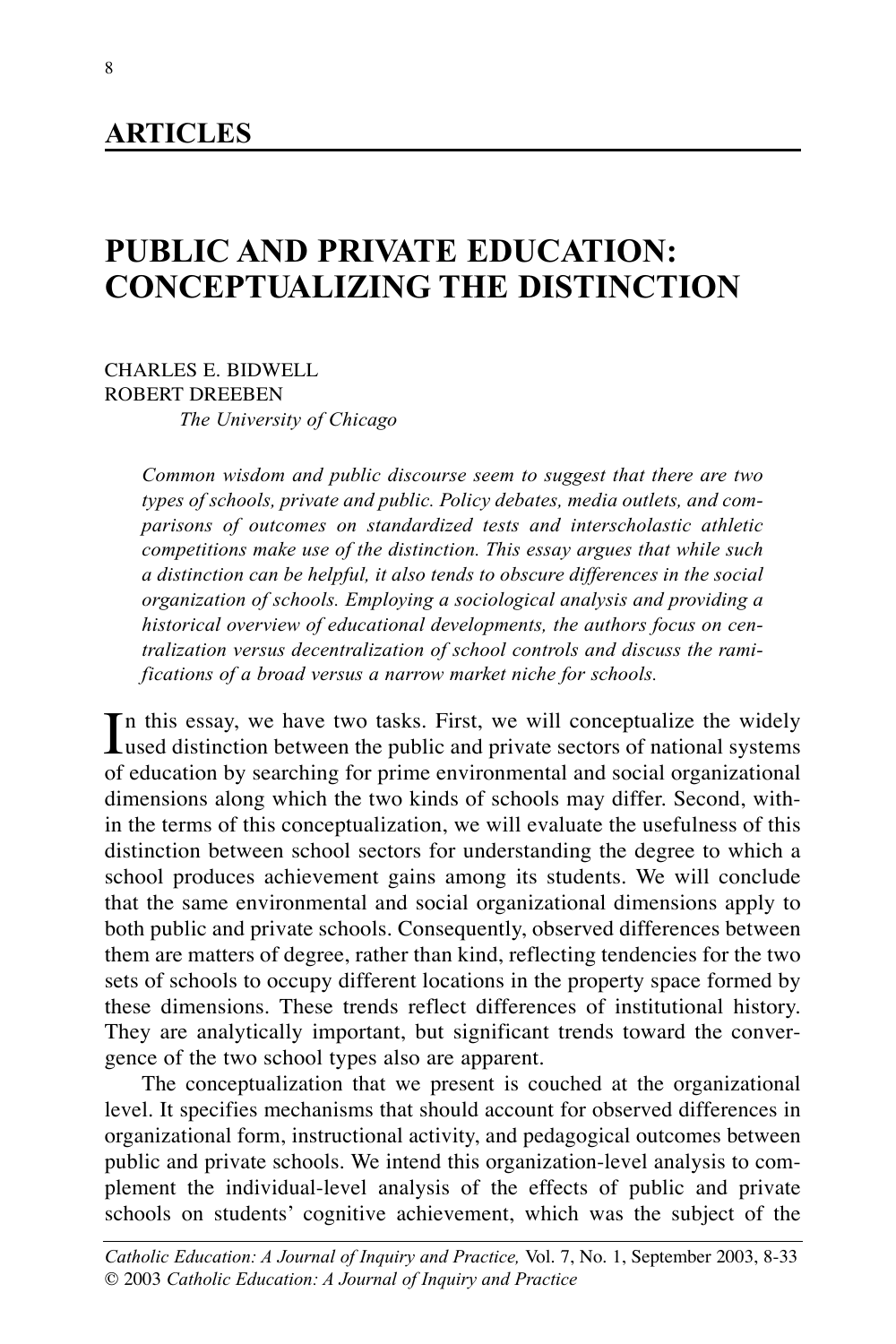## ARTICLES

# PUBLIC AND PRIVATE EDUCATION: CONCEPTUALIZING THE DISTINCTION

CHARLES E. BIDWELL
ROBERT DREEBEN
*The University of Chicago*

*Common wisdom and public discourse seem to suggest that there are two types of schools, private and public. Policy debates, media outlets, and comparisons of outcomes on standardized tests and interscholastic athletic competitions make use of the distinction. This essay argues that while such a distinction can be helpful, it also tends to obscure differences in the social organization of schools. Employing a sociological analysis and providing a historical overview of educational developments, the authors focus on centralization versus decentralization of school controls and discuss the ramifications of a broad versus a narrow market niche for schools.*

In this essay, we have two tasks. First, we will conceptualize the widely used distinction between the public and private sectors of national systems of education by searching for prime environmental and social organizational dimensions along which the two kinds of schools may differ. Second, within the terms of this conceptualization, we will evaluate the usefulness of this distinction between school sectors for understanding the degree to which a school produces achievement gains among its students. We will conclude that the same environmental and social organizational dimensions apply to both public and private schools. Consequently, observed differences between them are matters of degree, rather than kind, reflecting tendencies for the two sets of schools to occupy different locations in the property space formed by these dimensions. These trends reflect differences of institutional history. They are analytically important, but significant trends toward the convergence of the two school types also are apparent.

The conceptualization that we present is couched at the organizational level. It specifies mechanisms that should account for observed differences in organizational form, instructional activity, and pedagogical outcomes between public and private schools. We intend this organization-level analysis to complement the individual-level analysis of the effects of public and private schools on students' cognitive achievement, which was the subject of the

*Catholic Education: A Journal of Inquiry and Practice,* Vol. 7, No. 1, September 2003, 8-33
© 2003 *Catholic Education: A Journal of Inquiry and Practice*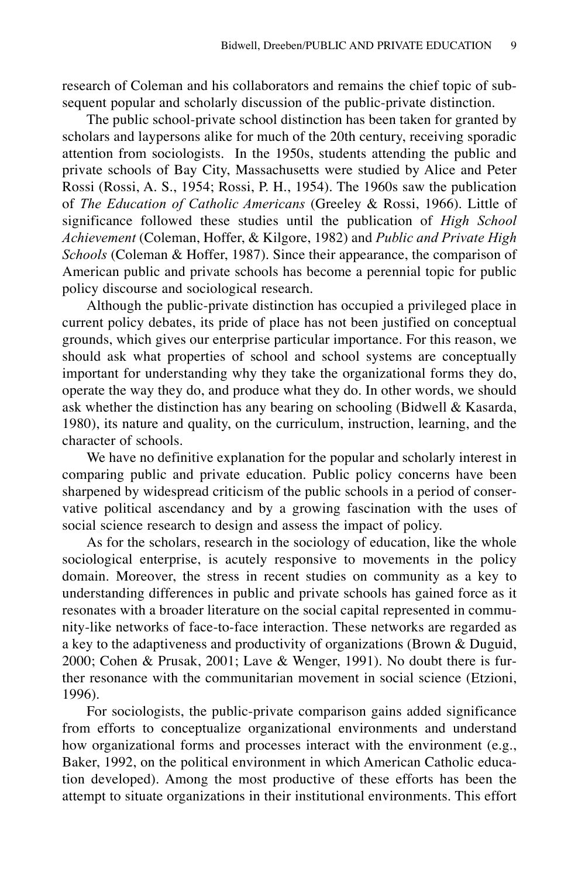research of Coleman and his collaborators and remains the chief topic of subsequent popular and scholarly discussion of the public-private distinction.

The public school-private school distinction has been taken for granted by scholars and laypersons alike for much of the 20th century, receiving sporadic attention from sociologists. In the 1950s, students attending the public and private schools of Bay City, Massachusetts were studied by Alice and Peter Rossi (Rossi, A. S., 1954; Rossi, P. H., 1954). The 1960s saw the publication of *The Education of Catholic Americans* (Greeley & Rossi, 1966). Little of significance followed these studies until the publication of *High School Achievement* (Coleman, Hoffer, & Kilgore, 1982) and *Public and Private High Schools* (Coleman & Hoffer, 1987). Since their appearance, the comparison of American public and private schools has become a perennial topic for public policy discourse and sociological research.

Although the public-private distinction has occupied a privileged place in current policy debates, its pride of place has not been justified on conceptual grounds, which gives our enterprise particular importance. For this reason, we should ask what properties of school and school systems are conceptually important for understanding why they take the organizational forms they do, operate the way they do, and produce what they do. In other words, we should ask whether the distinction has any bearing on schooling (Bidwell & Kasarda, 1980), its nature and quality, on the curriculum, instruction, learning, and the character of schools.

We have no definitive explanation for the popular and scholarly interest in comparing public and private education. Public policy concerns have been sharpened by widespread criticism of the public schools in a period of conservative political ascendancy and by a growing fascination with the uses of social science research to design and assess the impact of policy.

As for the scholars, research in the sociology of education, like the whole sociological enterprise, is acutely responsive to movements in the policy domain. Moreover, the stress in recent studies on community as a key to understanding differences in public and private schools has gained force as it resonates with a broader literature on the social capital represented in community-like networks of face-to-face interaction. These networks are regarded as a key to the adaptiveness and productivity of organizations (Brown & Duguid, 2000; Cohen & Prusak, 2001; Lave & Wenger, 1991). No doubt there is further resonance with the communitarian movement in social science (Etzioni, 1996).

For sociologists, the public-private comparison gains added significance from efforts to conceptualize organizational environments and understand how organizational forms and processes interact with the environment (e.g., Baker, 1992, on the political environment in which American Catholic education developed). Among the most productive of these efforts has been the attempt to situate organizations in their institutional environments. This effort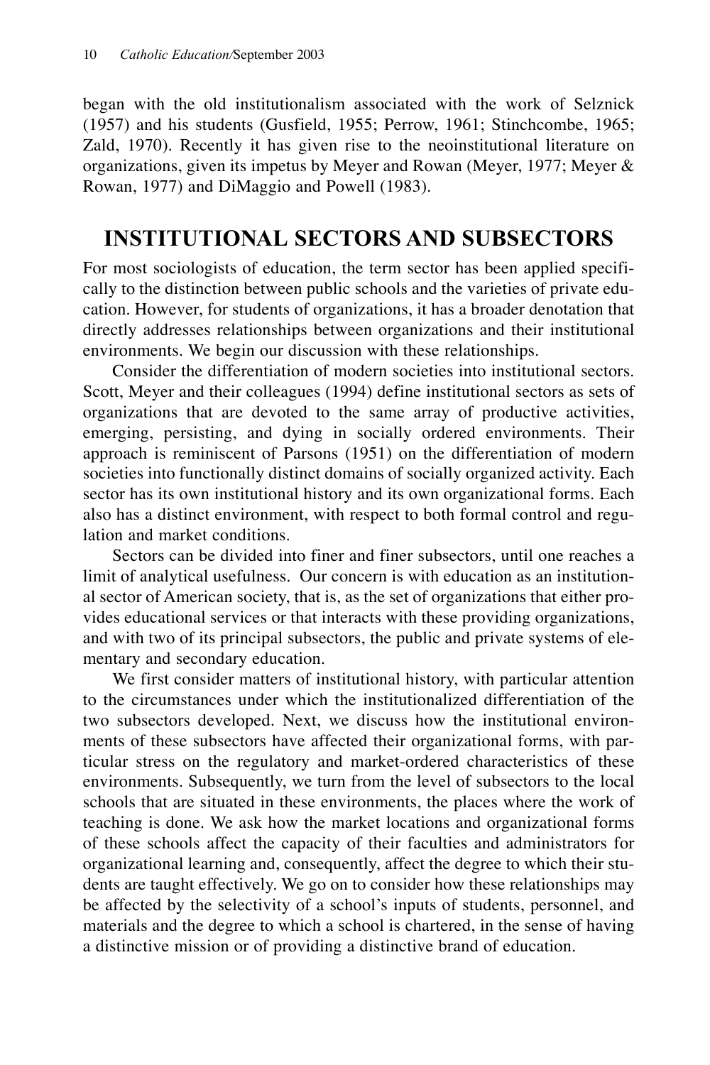began with the old institutionalism associated with the work of Selznick (1957) and his students (Gusfield, 1955; Perrow, 1961; Stinchcombe, 1965; Zald, 1970). Recently it has given rise to the neoinstitutional literature on organizations, given its impetus by Meyer and Rowan (Meyer, 1977; Meyer & Rowan, 1977) and DiMaggio and Powell (1983).

## INSTITUTIONAL SECTORS AND SUBSECTORS

For most sociologists of education, the term sector has been applied specifically to the distinction between public schools and the varieties of private education. However, for students of organizations, it has a broader denotation that directly addresses relationships between organizations and their institutional environments. We begin our discussion with these relationships.

Consider the differentiation of modern societies into institutional sectors. Scott, Meyer and their colleagues (1994) define institutional sectors as sets of organizations that are devoted to the same array of productive activities, emerging, persisting, and dying in socially ordered environments. Their approach is reminiscent of Parsons (1951) on the differentiation of modern societies into functionally distinct domains of socially organized activity. Each sector has its own institutional history and its own organizational forms. Each also has a distinct environment, with respect to both formal control and regulation and market conditions.

Sectors can be divided into finer and finer subsectors, until one reaches a limit of analytical usefulness. Our concern is with education as an institutional sector of American society, that is, as the set of organizations that either provides educational services or that interacts with these providing organizations, and with two of its principal subsectors, the public and private systems of elementary and secondary education.

We first consider matters of institutional history, with particular attention to the circumstances under which the institutionalized differentiation of the two subsectors developed. Next, we discuss how the institutional environments of these subsectors have affected their organizational forms, with particular stress on the regulatory and market-ordered characteristics of these environments. Subsequently, we turn from the level of subsectors to the local schools that are situated in these environments, the places where the work of teaching is done. We ask how the market locations and organizational forms of these schools affect the capacity of their faculties and administrators for organizational learning and, consequently, affect the degree to which their students are taught effectively. We go on to consider how these relationships may be affected by the selectivity of a school's inputs of students, personnel, and materials and the degree to which a school is chartered, in the sense of having a distinctive mission or of providing a distinctive brand of education.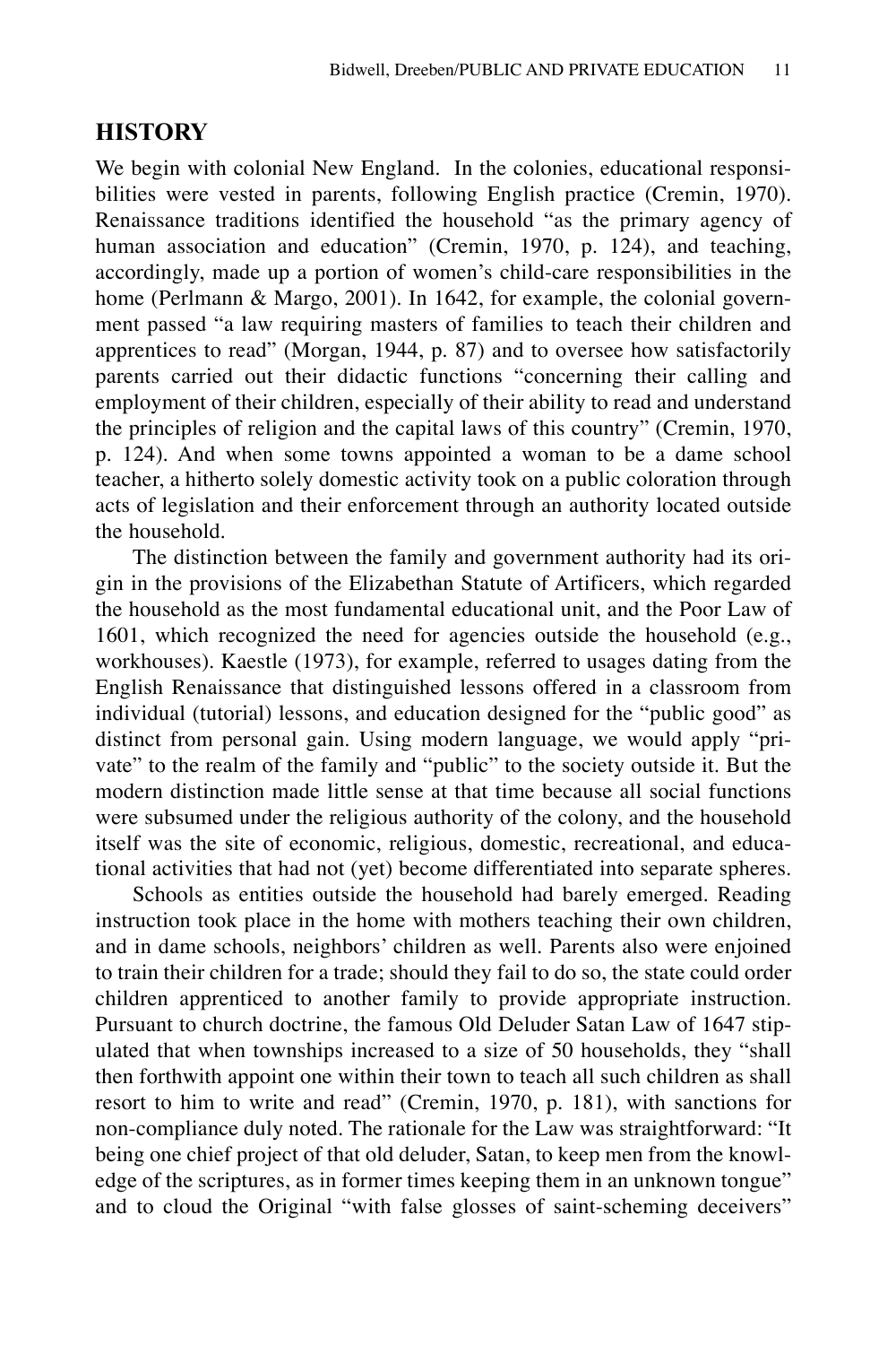## HISTORY

We begin with colonial New England. In the colonies, educational responsibilities were vested in parents, following English practice (Cremin, 1970). Renaissance traditions identified the household "as the primary agency of human association and education" (Cremin, 1970, p. 124), and teaching, accordingly, made up a portion of women's child-care responsibilities in the home (Perlmann & Margo, 2001). In 1642, for example, the colonial government passed "a law requiring masters of families to teach their children and apprentices to read" (Morgan, 1944, p. 87) and to oversee how satisfactorily parents carried out their didactic functions "concerning their calling and employment of their children, especially of their ability to read and understand the principles of religion and the capital laws of this country" (Cremin, 1970, p. 124). And when some towns appointed a woman to be a dame school teacher, a hitherto solely domestic activity took on a public coloration through acts of legislation and their enforcement through an authority located outside the household.

The distinction between the family and government authority had its origin in the provisions of the Elizabethan Statute of Artificers, which regarded the household as the most fundamental educational unit, and the Poor Law of 1601, which recognized the need for agencies outside the household (e.g., workhouses). Kaestle (1973), for example, referred to usages dating from the English Renaissance that distinguished lessons offered in a classroom from individual (tutorial) lessons, and education designed for the "public good" as distinct from personal gain. Using modern language, we would apply "private" to the realm of the family and "public" to the society outside it. But the modern distinction made little sense at that time because all social functions were subsumed under the religious authority of the colony, and the household itself was the site of economic, religious, domestic, recreational, and educational activities that had not (yet) become differentiated into separate spheres.

Schools as entities outside the household had barely emerged. Reading instruction took place in the home with mothers teaching their own children, and in dame schools, neighbors' children as well. Parents also were enjoined to train their children for a trade; should they fail to do so, the state could order children apprenticed to another family to provide appropriate instruction. Pursuant to church doctrine, the famous Old Deluder Satan Law of 1647 stipulated that when townships increased to a size of 50 households, they "shall then forthwith appoint one within their town to teach all such children as shall resort to him to write and read" (Cremin, 1970, p. 181), with sanctions for non-compliance duly noted. The rationale for the Law was straightforward: "It being one chief project of that old deluder, Satan, to keep men from the knowledge of the scriptures, as in former times keeping them in an unknown tongue" and to cloud the Original "with false glosses of saint-scheming deceivers"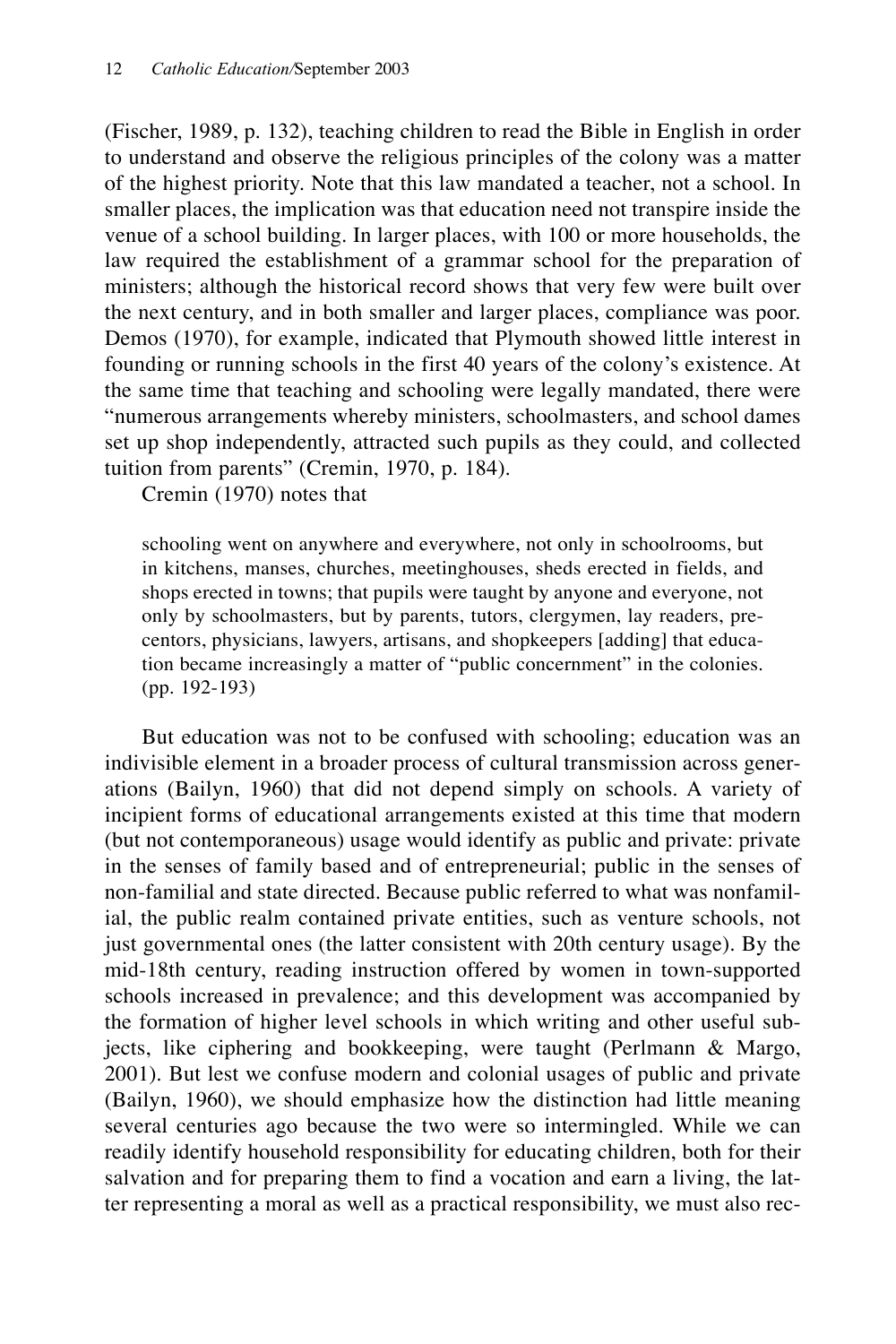(Fischer, 1989, p. 132), teaching children to read the Bible in English in order to understand and observe the religious principles of the colony was a matter of the highest priority. Note that this law mandated a teacher, not a school. In smaller places, the implication was that education need not transpire inside the venue of a school building. In larger places, with 100 or more households, the law required the establishment of a grammar school for the preparation of ministers; although the historical record shows that very few were built over the next century, and in both smaller and larger places, compliance was poor. Demos (1970), for example, indicated that Plymouth showed little interest in founding or running schools in the first 40 years of the colony's existence. At the same time that teaching and schooling were legally mandated, there were "numerous arrangements whereby ministers, schoolmasters, and school dames set up shop independently, attracted such pupils as they could, and collected tuition from parents" (Cremin, 1970, p. 184).

Cremin (1970) notes that

> schooling went on anywhere and everywhere, not only in schoolrooms, but in kitchens, manses, churches, meetinghouses, sheds erected in fields, and shops erected in towns; that pupils were taught by anyone and everyone, not only by schoolmasters, but by parents, tutors, clergymen, lay readers, precentors, physicians, lawyers, artisans, and shopkeepers [adding] that education became increasingly a matter of "public concernment" in the colonies. (pp. 192-193)

But education was not to be confused with schooling; education was an indivisible element in a broader process of cultural transmission across generations (Bailyn, 1960) that did not depend simply on schools. A variety of incipient forms of educational arrangements existed at this time that modern (but not contemporaneous) usage would identify as public and private: private in the senses of family based and of entrepreneurial; public in the senses of non-familial and state directed. Because public referred to what was nonfamilial, the public realm contained private entities, such as venture schools, not just governmental ones (the latter consistent with 20th century usage). By the mid-18th century, reading instruction offered by women in town-supported schools increased in prevalence; and this development was accompanied by the formation of higher level schools in which writing and other useful subjects, like ciphering and bookkeeping, were taught (Perlmann & Margo, 2001). But lest we confuse modern and colonial usages of public and private (Bailyn, 1960), we should emphasize how the distinction had little meaning several centuries ago because the two were so intermingled. While we can readily identify household responsibility for educating children, both for their salvation and for preparing them to find a vocation and earn a living, the latter representing a moral as well as a practical responsibility, we must also rec-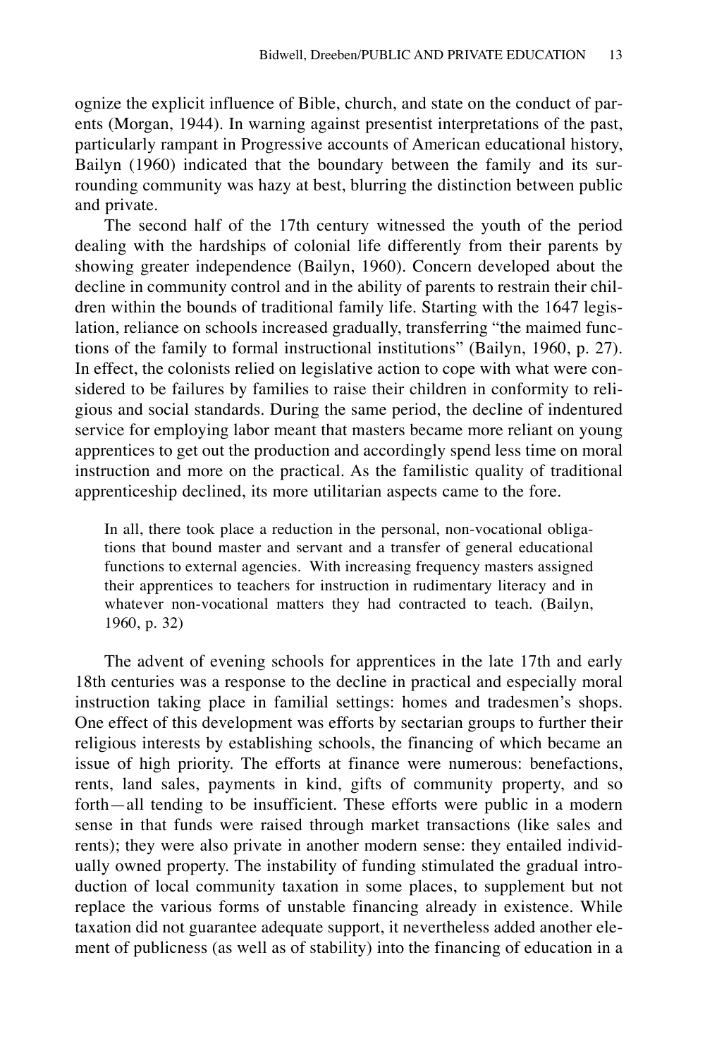ognize the explicit influence of Bible, church, and state on the conduct of parents (Morgan, 1944). In warning against presentist interpretations of the past, particularly rampant in Progressive accounts of American educational history, Bailyn (1960) indicated that the boundary between the family and its surrounding community was hazy at best, blurring the distinction between public and private.

The second half of the 17th century witnessed the youth of the period dealing with the hardships of colonial life differently from their parents by showing greater independence (Bailyn, 1960). Concern developed about the decline in community control and in the ability of parents to restrain their children within the bounds of traditional family life. Starting with the 1647 legislation, reliance on schools increased gradually, transferring "the maimed functions of the family to formal instructional institutions" (Bailyn, 1960, p. 27). In effect, the colonists relied on legislative action to cope with what were considered to be failures by families to raise their children in conformity to religious and social standards. During the same period, the decline of indentured service for employing labor meant that masters became more reliant on young apprentices to get out the production and accordingly spend less time on moral instruction and more on the practical. As the familistic quality of traditional apprenticeship declined, its more utilitarian aspects came to the fore.

> In all, there took place a reduction in the personal, non-vocational obligations that bound master and servant and a transfer of general educational functions to external agencies. With increasing frequency masters assigned their apprentices to teachers for instruction in rudimentary literacy and in whatever non-vocational matters they had contracted to teach. (Bailyn, 1960, p. 32)

The advent of evening schools for apprentices in the late 17th and early 18th centuries was a response to the decline in practical and especially moral instruction taking place in familial settings: homes and tradesmen's shops. One effect of this development was efforts by sectarian groups to further their religious interests by establishing schools, the financing of which became an issue of high priority. The efforts at finance were numerous: benefactions, rents, land sales, payments in kind, gifts of community property, and so forth—all tending to be insufficient. These efforts were public in a modern sense in that funds were raised through market transactions (like sales and rents); they were also private in another modern sense: they entailed individually owned property. The instability of funding stimulated the gradual introduction of local community taxation in some places, to supplement but not replace the various forms of unstable financing already in existence. While taxation did not guarantee adequate support, it nevertheless added another element of publicness (as well as of stability) into the financing of education in a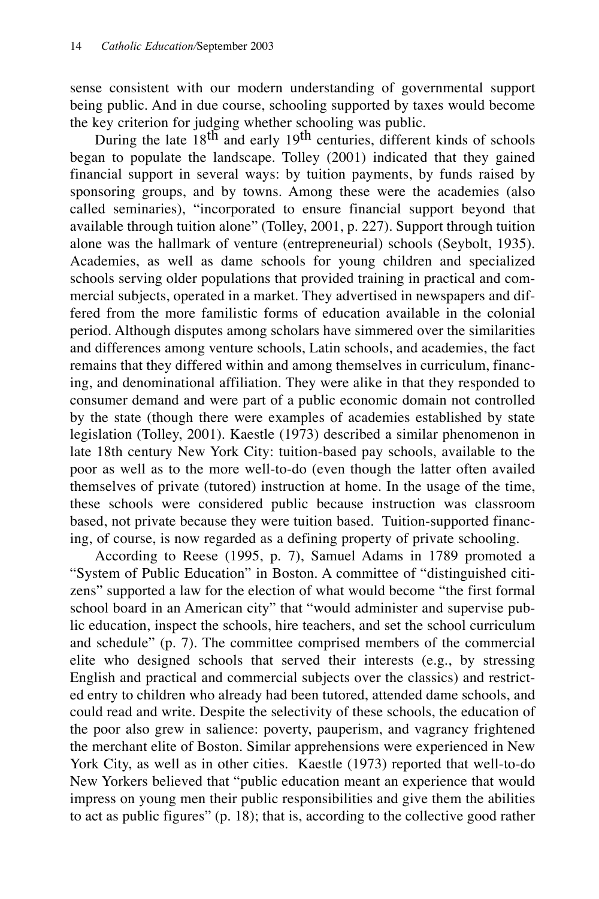sense consistent with our modern understanding of governmental support being public. And in due course, schooling supported by taxes would become the key criterion for judging whether schooling was public.

During the late 18th and early 19th centuries, different kinds of schools began to populate the landscape. Tolley (2001) indicated that they gained financial support in several ways: by tuition payments, by funds raised by sponsoring groups, and by towns. Among these were the academies (also called seminaries), "incorporated to ensure financial support beyond that available through tuition alone" (Tolley, 2001, p. 227). Support through tuition alone was the hallmark of venture (entrepreneurial) schools (Seybolt, 1935). Academies, as well as dame schools for young children and specialized schools serving older populations that provided training in practical and commercial subjects, operated in a market. They advertised in newspapers and differed from the more familistic forms of education available in the colonial period. Although disputes among scholars have simmered over the similarities and differences among venture schools, Latin schools, and academies, the fact remains that they differed within and among themselves in curriculum, financing, and denominational affiliation. They were alike in that they responded to consumer demand and were part of a public economic domain not controlled by the state (though there were examples of academies established by state legislation (Tolley, 2001). Kaestle (1973) described a similar phenomenon in late 18th century New York City: tuition-based pay schools, available to the poor as well as to the more well-to-do (even though the latter often availed themselves of private (tutored) instruction at home. In the usage of the time, these schools were considered public because instruction was classroom based, not private because they were tuition based. Tuition-supported financing, of course, is now regarded as a defining property of private schooling.

According to Reese (1995, p. 7), Samuel Adams in 1789 promoted a "System of Public Education" in Boston. A committee of "distinguished citizens" supported a law for the election of what would become "the first formal school board in an American city" that "would administer and supervise public education, inspect the schools, hire teachers, and set the school curriculum and schedule" (p. 7). The committee comprised members of the commercial elite who designed schools that served their interests (e.g., by stressing English and practical and commercial subjects over the classics) and restricted entry to children who already had been tutored, attended dame schools, and could read and write. Despite the selectivity of these schools, the education of the poor also grew in salience: poverty, pauperism, and vagrancy frightened the merchant elite of Boston. Similar apprehensions were experienced in New York City, as well as in other cities. Kaestle (1973) reported that well-to-do New Yorkers believed that "public education meant an experience that would impress on young men their public responsibilities and give them the abilities to act as public figures" (p. 18); that is, according to the collective good rather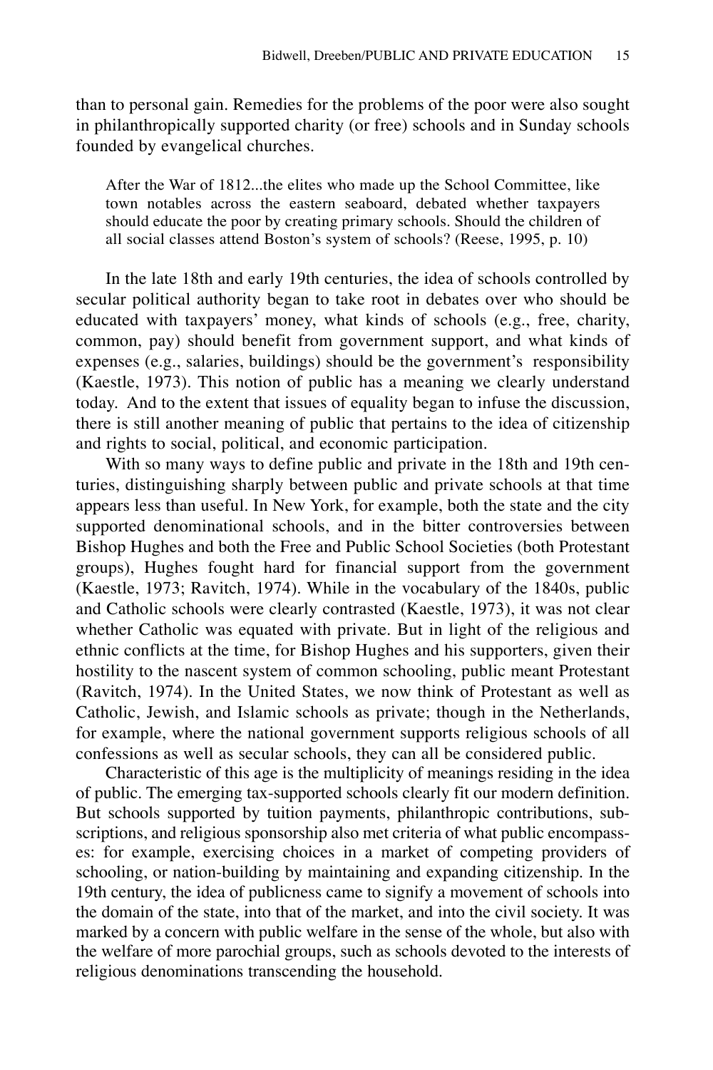than to personal gain. Remedies for the problems of the poor were also sought in philanthropically supported charity (or free) schools and in Sunday schools founded by evangelical churches.

> After the War of 1812...the elites who made up the School Committee, like town notables across the eastern seaboard, debated whether taxpayers should educate the poor by creating primary schools. Should the children of all social classes attend Boston's system of schools? (Reese, 1995, p. 10)

In the late 18th and early 19th centuries, the idea of schools controlled by secular political authority began to take root in debates over who should be educated with taxpayers' money, what kinds of schools (e.g., free, charity, common, pay) should benefit from government support, and what kinds of expenses (e.g., salaries, buildings) should be the government's responsibility (Kaestle, 1973). This notion of public has a meaning we clearly understand today. And to the extent that issues of equality began to infuse the discussion, there is still another meaning of public that pertains to the idea of citizenship and rights to social, political, and economic participation.

With so many ways to define public and private in the 18th and 19th centuries, distinguishing sharply between public and private schools at that time appears less than useful. In New York, for example, both the state and the city supported denominational schools, and in the bitter controversies between Bishop Hughes and both the Free and Public School Societies (both Protestant groups), Hughes fought hard for financial support from the government (Kaestle, 1973; Ravitch, 1974). While in the vocabulary of the 1840s, public and Catholic schools were clearly contrasted (Kaestle, 1973), it was not clear whether Catholic was equated with private. But in light of the religious and ethnic conflicts at the time, for Bishop Hughes and his supporters, given their hostility to the nascent system of common schooling, public meant Protestant (Ravitch, 1974). In the United States, we now think of Protestant as well as Catholic, Jewish, and Islamic schools as private; though in the Netherlands, for example, where the national government supports religious schools of all confessions as well as secular schools, they can all be considered public.

Characteristic of this age is the multiplicity of meanings residing in the idea of public. The emerging tax-supported schools clearly fit our modern definition. But schools supported by tuition payments, philanthropic contributions, subscriptions, and religious sponsorship also met criteria of what public encompasses: for example, exercising choices in a market of competing providers of schooling, or nation-building by maintaining and expanding citizenship. In the 19th century, the idea of publicness came to signify a movement of schools into the domain of the state, into that of the market, and into the civil society. It was marked by a concern with public welfare in the sense of the whole, but also with the welfare of more parochial groups, such as schools devoted to the interests of religious denominations transcending the household.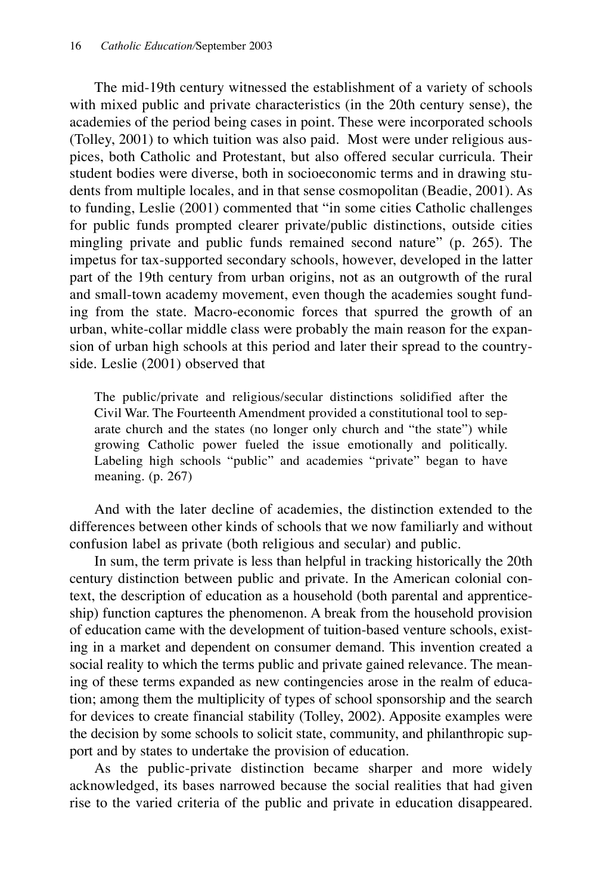The mid-19th century witnessed the establishment of a variety of schools with mixed public and private characteristics (in the 20th century sense), the academies of the period being cases in point. These were incorporated schools (Tolley, 2001) to which tuition was also paid. Most were under religious auspices, both Catholic and Protestant, but also offered secular curricula. Their student bodies were diverse, both in socioeconomic terms and in drawing students from multiple locales, and in that sense cosmopolitan (Beadie, 2001). As to funding, Leslie (2001) commented that "in some cities Catholic challenges for public funds prompted clearer private/public distinctions, outside cities mingling private and public funds remained second nature" (p. 265). The impetus for tax-supported secondary schools, however, developed in the latter part of the 19th century from urban origins, not as an outgrowth of the rural and small-town academy movement, even though the academies sought funding from the state. Macro-economic forces that spurred the growth of an urban, white-collar middle class were probably the main reason for the expansion of urban high schools at this period and later their spread to the countryside. Leslie (2001) observed that

> The public/private and religious/secular distinctions solidified after the Civil War. The Fourteenth Amendment provided a constitutional tool to separate church and the states (no longer only church and "the state") while growing Catholic power fueled the issue emotionally and politically. Labeling high schools "public" and academies "private" began to have meaning. (p. 267)

And with the later decline of academies, the distinction extended to the differences between other kinds of schools that we now familiarly and without confusion label as private (both religious and secular) and public.

In sum, the term private is less than helpful in tracking historically the 20th century distinction between public and private. In the American colonial context, the description of education as a household (both parental and apprenticeship) function captures the phenomenon. A break from the household provision of education came with the development of tuition-based venture schools, existing in a market and dependent on consumer demand. This invention created a social reality to which the terms public and private gained relevance. The meaning of these terms expanded as new contingencies arose in the realm of education; among them the multiplicity of types of school sponsorship and the search for devices to create financial stability (Tolley, 2002). Apposite examples were the decision by some schools to solicit state, community, and philanthropic support and by states to undertake the provision of education.

As the public-private distinction became sharper and more widely acknowledged, its bases narrowed because the social realities that had given rise to the varied criteria of the public and private in education disappeared.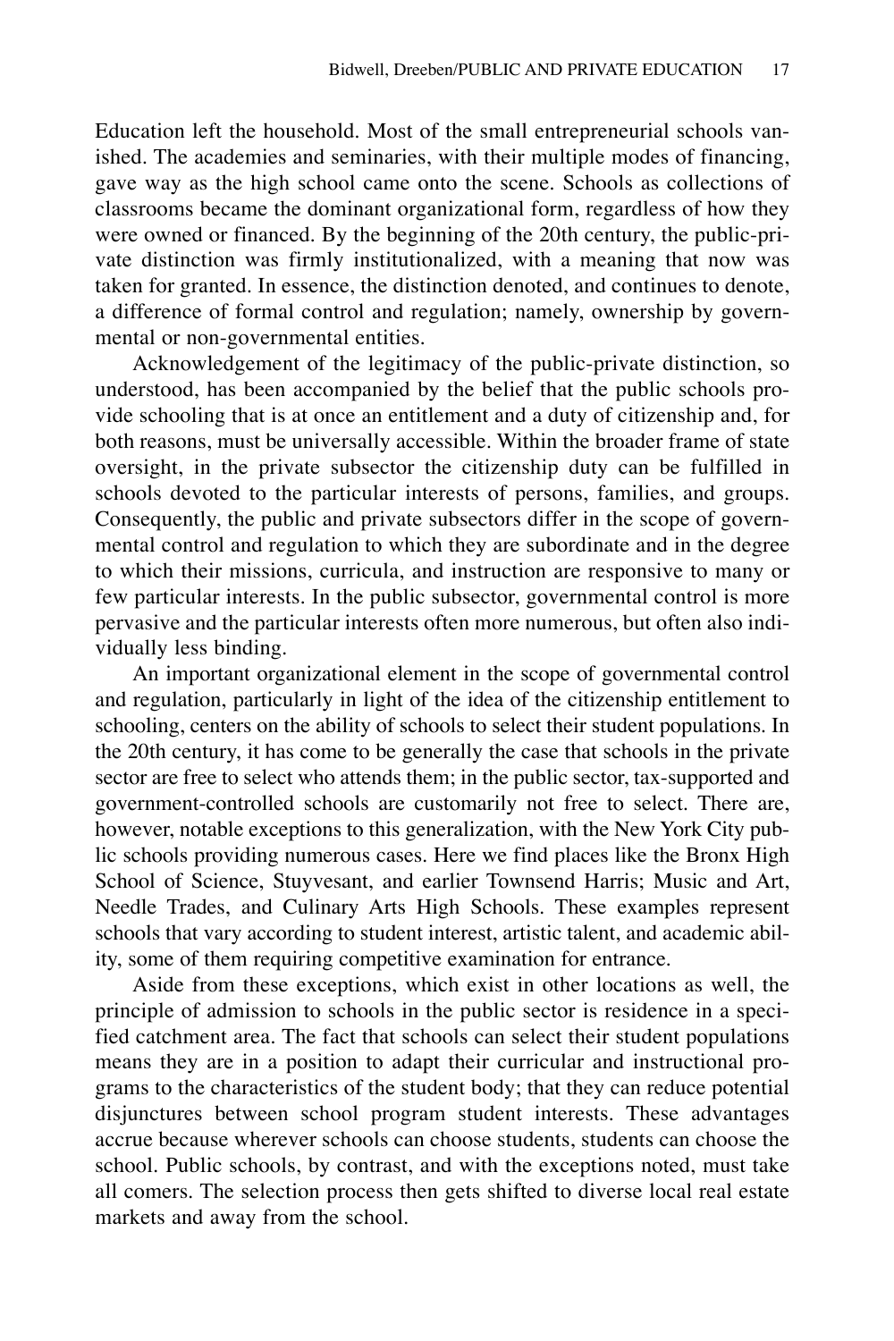Education left the household. Most of the small entrepreneurial schools vanished. The academies and seminaries, with their multiple modes of financing, gave way as the high school came onto the scene. Schools as collections of classrooms became the dominant organizational form, regardless of how they were owned or financed. By the beginning of the 20th century, the public-private distinction was firmly institutionalized, with a meaning that now was taken for granted. In essence, the distinction denoted, and continues to denote, a difference of formal control and regulation; namely, ownership by governmental or non-governmental entities.

Acknowledgement of the legitimacy of the public-private distinction, so understood, has been accompanied by the belief that the public schools provide schooling that is at once an entitlement and a duty of citizenship and, for both reasons, must be universally accessible. Within the broader frame of state oversight, in the private subsector the citizenship duty can be fulfilled in schools devoted to the particular interests of persons, families, and groups. Consequently, the public and private subsectors differ in the scope of governmental control and regulation to which they are subordinate and in the degree to which their missions, curricula, and instruction are responsive to many or few particular interests. In the public subsector, governmental control is more pervasive and the particular interests often more numerous, but often also individually less binding.

An important organizational element in the scope of governmental control and regulation, particularly in light of the idea of the citizenship entitlement to schooling, centers on the ability of schools to select their student populations. In the 20th century, it has come to be generally the case that schools in the private sector are free to select who attends them; in the public sector, tax-supported and government-controlled schools are customarily not free to select. There are, however, notable exceptions to this generalization, with the New York City public schools providing numerous cases. Here we find places like the Bronx High School of Science, Stuyvesant, and earlier Townsend Harris; Music and Art, Needle Trades, and Culinary Arts High Schools. These examples represent schools that vary according to student interest, artistic talent, and academic ability, some of them requiring competitive examination for entrance.

Aside from these exceptions, which exist in other locations as well, the principle of admission to schools in the public sector is residence in a specified catchment area. The fact that schools can select their student populations means they are in a position to adapt their curricular and instructional programs to the characteristics of the student body; that they can reduce potential disjunctures between school program student interests. These advantages accrue because wherever schools can choose students, students can choose the school. Public schools, by contrast, and with the exceptions noted, must take all comers. The selection process then gets shifted to diverse local real estate markets and away from the school.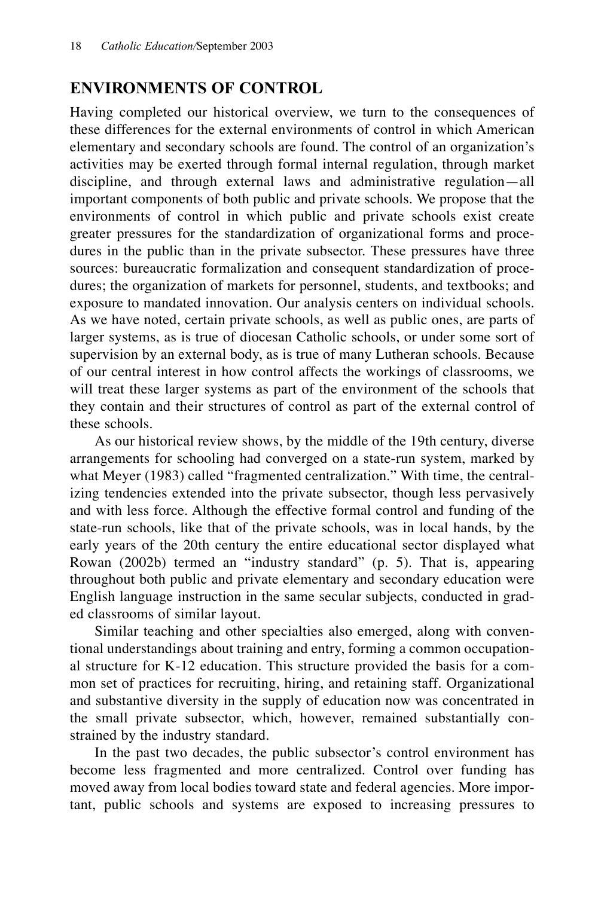## ENVIRONMENTS OF CONTROL

Having completed our historical overview, we turn to the consequences of these differences for the external environments of control in which American elementary and secondary schools are found. The control of an organization's activities may be exerted through formal internal regulation, through market discipline, and through external laws and administrative regulation—all important components of both public and private schools. We propose that the environments of control in which public and private schools exist create greater pressures for the standardization of organizational forms and procedures in the public than in the private subsector. These pressures have three sources: bureaucratic formalization and consequent standardization of procedures; the organization of markets for personnel, students, and textbooks; and exposure to mandated innovation. Our analysis centers on individual schools. As we have noted, certain private schools, as well as public ones, are parts of larger systems, as is true of diocesan Catholic schools, or under some sort of supervision by an external body, as is true of many Lutheran schools. Because of our central interest in how control affects the workings of classrooms, we will treat these larger systems as part of the environment of the schools that they contain and their structures of control as part of the external control of these schools.

As our historical review shows, by the middle of the 19th century, diverse arrangements for schooling had converged on a state-run system, marked by what Meyer (1983) called "fragmented centralization." With time, the centralizing tendencies extended into the private subsector, though less pervasively and with less force. Although the effective formal control and funding of the state-run schools, like that of the private schools, was in local hands, by the early years of the 20th century the entire educational sector displayed what Rowan (2002b) termed an "industry standard" (p. 5). That is, appearing throughout both public and private elementary and secondary education were English language instruction in the same secular subjects, conducted in graded classrooms of similar layout.

Similar teaching and other specialties also emerged, along with conventional understandings about training and entry, forming a common occupational structure for K-12 education. This structure provided the basis for a common set of practices for recruiting, hiring, and retaining staff. Organizational and substantive diversity in the supply of education now was concentrated in the small private subsector, which, however, remained substantially constrained by the industry standard.

In the past two decades, the public subsector's control environment has become less fragmented and more centralized. Control over funding has moved away from local bodies toward state and federal agencies. More important, public schools and systems are exposed to increasing pressures to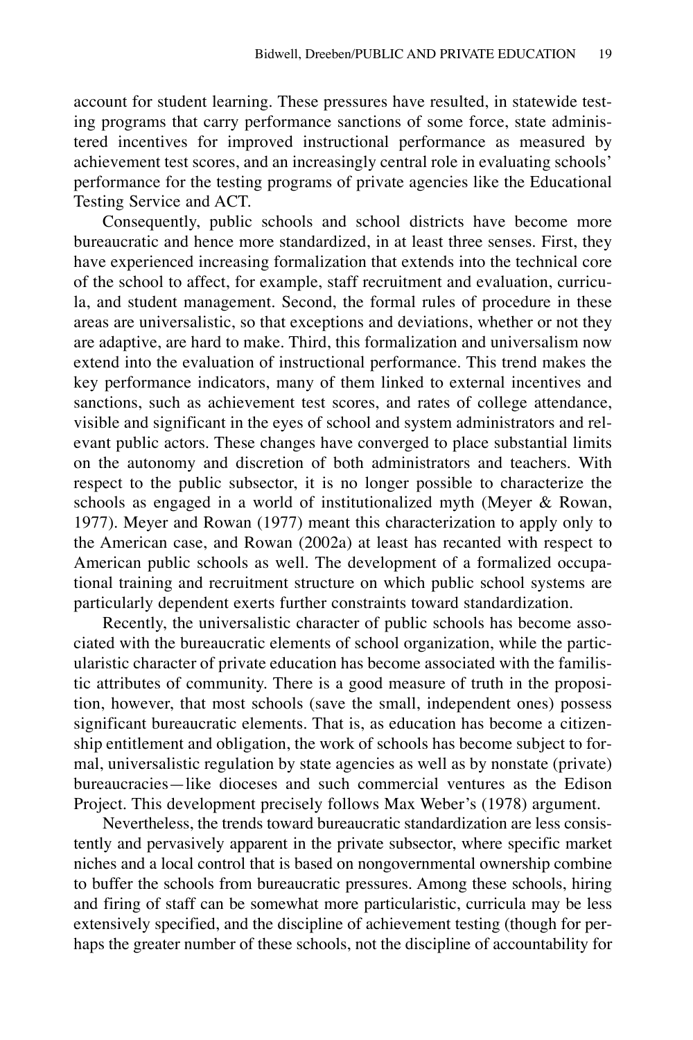account for student learning. These pressures have resulted, in statewide testing programs that carry performance sanctions of some force, state administered incentives for improved instructional performance as measured by achievement test scores, and an increasingly central role in evaluating schools' performance for the testing programs of private agencies like the Educational Testing Service and ACT.

Consequently, public schools and school districts have become more bureaucratic and hence more standardized, in at least three senses. First, they have experienced increasing formalization that extends into the technical core of the school to affect, for example, staff recruitment and evaluation, curricula, and student management. Second, the formal rules of procedure in these areas are universalistic, so that exceptions and deviations, whether or not they are adaptive, are hard to make. Third, this formalization and universalism now extend into the evaluation of instructional performance. This trend makes the key performance indicators, many of them linked to external incentives and sanctions, such as achievement test scores, and rates of college attendance, visible and significant in the eyes of school and system administrators and relevant public actors. These changes have converged to place substantial limits on the autonomy and discretion of both administrators and teachers. With respect to the public subsector, it is no longer possible to characterize the schools as engaged in a world of institutionalized myth (Meyer & Rowan, 1977). Meyer and Rowan (1977) meant this characterization to apply only to the American case, and Rowan (2002a) at least has recanted with respect to American public schools as well. The development of a formalized occupational training and recruitment structure on which public school systems are particularly dependent exerts further constraints toward standardization.

Recently, the universalistic character of public schools has become associated with the bureaucratic elements of school organization, while the particularistic character of private education has become associated with the familistic attributes of community. There is a good measure of truth in the proposition, however, that most schools (save the small, independent ones) possess significant bureaucratic elements. That is, as education has become a citizenship entitlement and obligation, the work of schools has become subject to formal, universalistic regulation by state agencies as well as by nonstate (private) bureaucracies—like dioceses and such commercial ventures as the Edison Project. This development precisely follows Max Weber's (1978) argument.

Nevertheless, the trends toward bureaucratic standardization are less consistently and pervasively apparent in the private subsector, where specific market niches and a local control that is based on nongovernmental ownership combine to buffer the schools from bureaucratic pressures. Among these schools, hiring and firing of staff can be somewhat more particularistic, curricula may be less extensively specified, and the discipline of achievement testing (though for perhaps the greater number of these schools, not the discipline of accountability for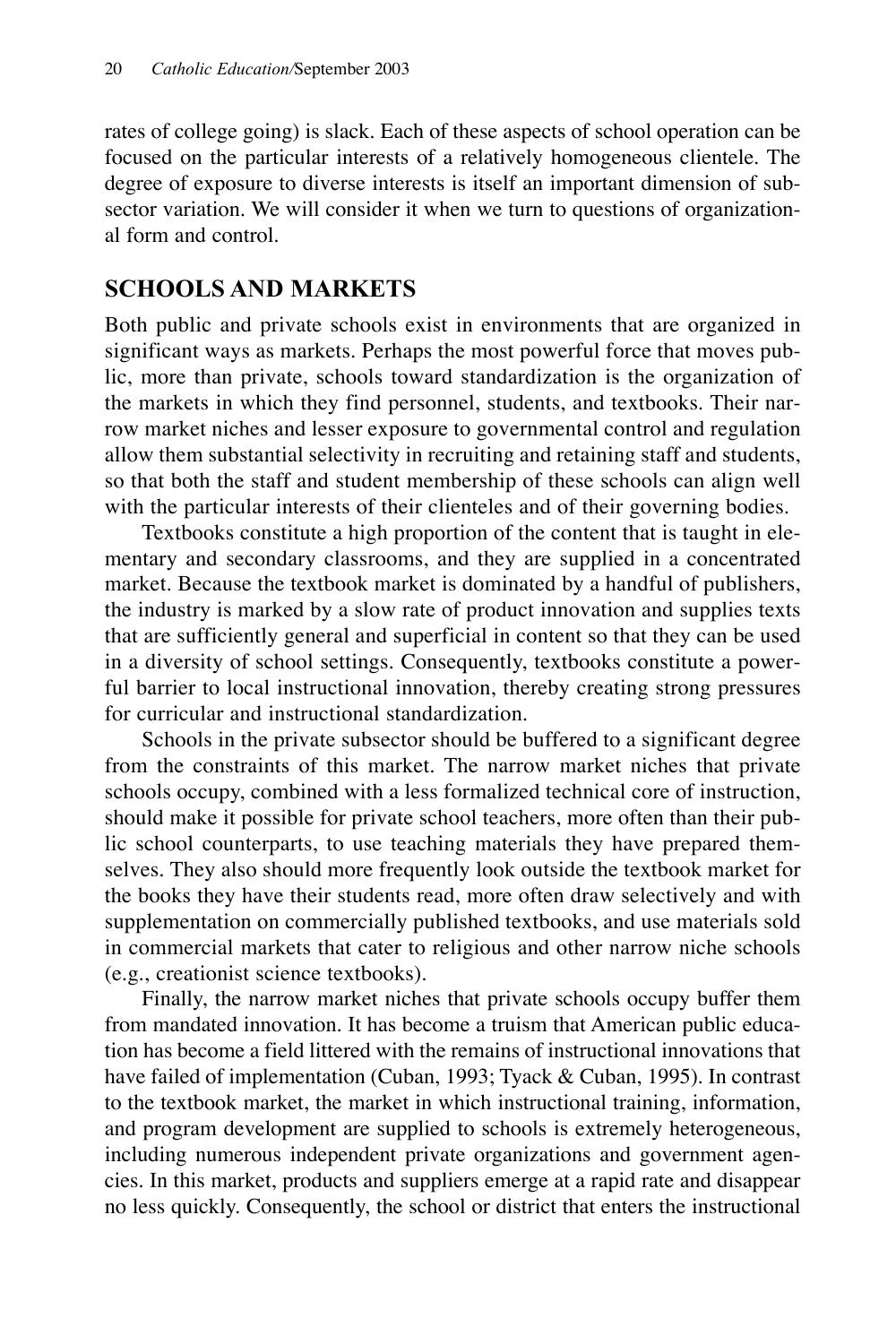rates of college going) is slack. Each of these aspects of school operation can be focused on the particular interests of a relatively homogeneous clientele. The degree of exposure to diverse interests is itself an important dimension of subsector variation. We will consider it when we turn to questions of organizational form and control.

## SCHOOLS AND MARKETS

Both public and private schools exist in environments that are organized in significant ways as markets. Perhaps the most powerful force that moves public, more than private, schools toward standardization is the organization of the markets in which they find personnel, students, and textbooks. Their narrow market niches and lesser exposure to governmental control and regulation allow them substantial selectivity in recruiting and retaining staff and students, so that both the staff and student membership of these schools can align well with the particular interests of their clienteles and of their governing bodies.

Textbooks constitute a high proportion of the content that is taught in elementary and secondary classrooms, and they are supplied in a concentrated market. Because the textbook market is dominated by a handful of publishers, the industry is marked by a slow rate of product innovation and supplies texts that are sufficiently general and superficial in content so that they can be used in a diversity of school settings. Consequently, textbooks constitute a powerful barrier to local instructional innovation, thereby creating strong pressures for curricular and instructional standardization.

Schools in the private subsector should be buffered to a significant degree from the constraints of this market. The narrow market niches that private schools occupy, combined with a less formalized technical core of instruction, should make it possible for private school teachers, more often than their public school counterparts, to use teaching materials they have prepared themselves. They also should more frequently look outside the textbook market for the books they have their students read, more often draw selectively and with supplementation on commercially published textbooks, and use materials sold in commercial markets that cater to religious and other narrow niche schools (e.g., creationist science textbooks).

Finally, the narrow market niches that private schools occupy buffer them from mandated innovation. It has become a truism that American public education has become a field littered with the remains of instructional innovations that have failed of implementation (Cuban, 1993; Tyack & Cuban, 1995). In contrast to the textbook market, the market in which instructional training, information, and program development are supplied to schools is extremely heterogeneous, including numerous independent private organizations and government agencies. In this market, products and suppliers emerge at a rapid rate and disappear no less quickly. Consequently, the school or district that enters the instructional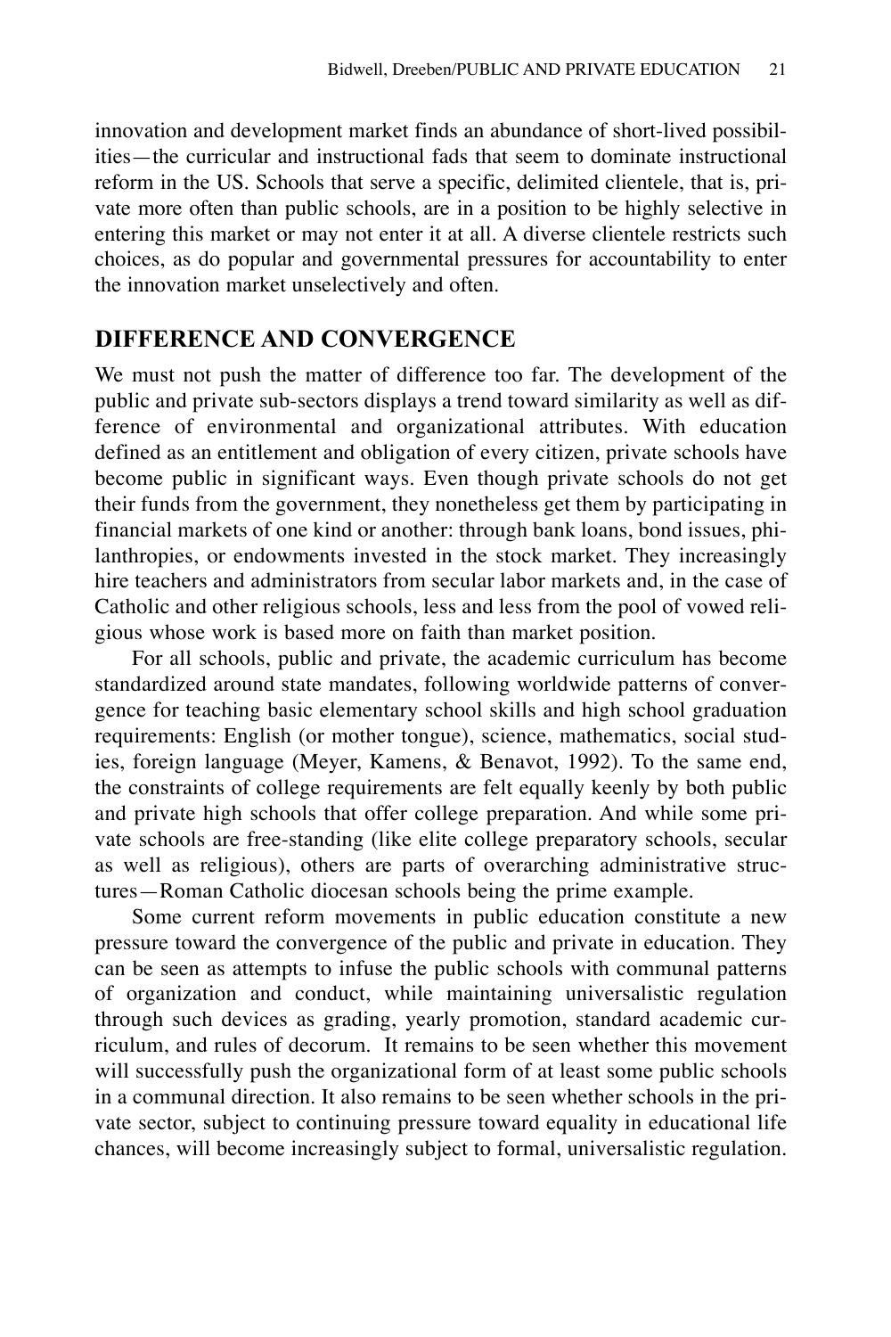innovation and development market finds an abundance of short-lived possibilities—the curricular and instructional fads that seem to dominate instructional reform in the US. Schools that serve a specific, delimited clientele, that is, private more often than public schools, are in a position to be highly selective in entering this market or may not enter it at all. A diverse clientele restricts such choices, as do popular and governmental pressures for accountability to enter the innovation market unselectively and often.

## DIFFERENCE AND CONVERGENCE

We must not push the matter of difference too far. The development of the public and private sub-sectors displays a trend toward similarity as well as difference of environmental and organizational attributes. With education defined as an entitlement and obligation of every citizen, private schools have become public in significant ways. Even though private schools do not get their funds from the government, they nonetheless get them by participating in financial markets of one kind or another: through bank loans, bond issues, philanthropies, or endowments invested in the stock market. They increasingly hire teachers and administrators from secular labor markets and, in the case of Catholic and other religious schools, less and less from the pool of vowed religious whose work is based more on faith than market position.

For all schools, public and private, the academic curriculum has become standardized around state mandates, following worldwide patterns of convergence for teaching basic elementary school skills and high school graduation requirements: English (or mother tongue), science, mathematics, social studies, foreign language (Meyer, Kamens, & Benavot, 1992). To the same end, the constraints of college requirements are felt equally keenly by both public and private high schools that offer college preparation. And while some private schools are free-standing (like elite college preparatory schools, secular as well as religious), others are parts of overarching administrative structures—Roman Catholic diocesan schools being the prime example.

Some current reform movements in public education constitute a new pressure toward the convergence of the public and private in education. They can be seen as attempts to infuse the public schools with communal patterns of organization and conduct, while maintaining universalistic regulation through such devices as grading, yearly promotion, standard academic curriculum, and rules of decorum. It remains to be seen whether this movement will successfully push the organizational form of at least some public schools in a communal direction. It also remains to be seen whether schools in the private sector, subject to continuing pressure toward equality in educational life chances, will become increasingly subject to formal, universalistic regulation.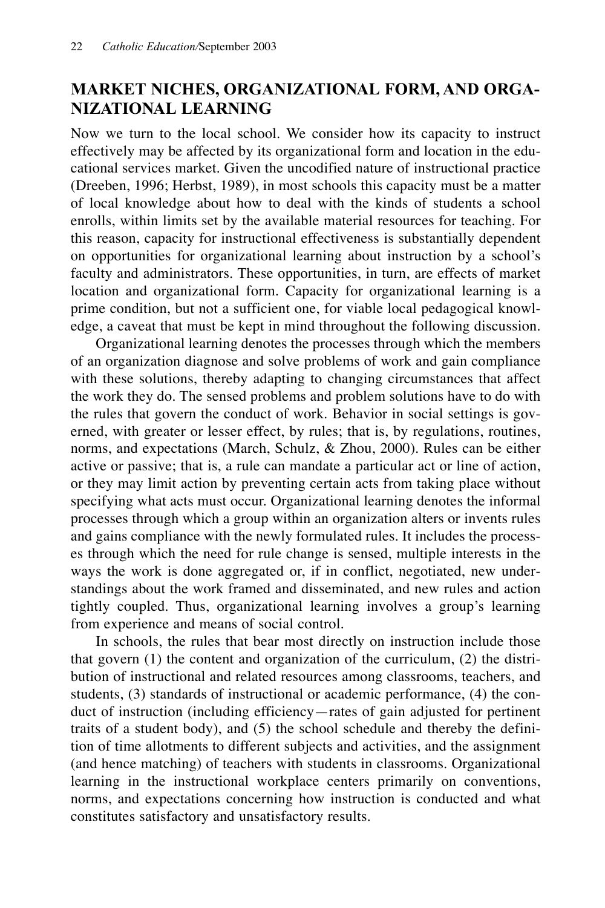## MARKET NICHES, ORGANIZATIONAL FORM, AND ORGANIZATIONAL LEARNING

Now we turn to the local school. We consider how its capacity to instruct effectively may be affected by its organizational form and location in the educational services market. Given the uncodified nature of instructional practice (Dreeben, 1996; Herbst, 1989), in most schools this capacity must be a matter of local knowledge about how to deal with the kinds of students a school enrolls, within limits set by the available material resources for teaching. For this reason, capacity for instructional effectiveness is substantially dependent on opportunities for organizational learning about instruction by a school's faculty and administrators. These opportunities, in turn, are effects of market location and organizational form. Capacity for organizational learning is a prime condition, but not a sufficient one, for viable local pedagogical knowledge, a caveat that must be kept in mind throughout the following discussion.

Organizational learning denotes the processes through which the members of an organization diagnose and solve problems of work and gain compliance with these solutions, thereby adapting to changing circumstances that affect the work they do. The sensed problems and problem solutions have to do with the rules that govern the conduct of work. Behavior in social settings is governed, with greater or lesser effect, by rules; that is, by regulations, routines, norms, and expectations (March, Schulz, & Zhou, 2000). Rules can be either active or passive; that is, a rule can mandate a particular act or line of action, or they may limit action by preventing certain acts from taking place without specifying what acts must occur. Organizational learning denotes the informal processes through which a group within an organization alters or invents rules and gains compliance with the newly formulated rules. It includes the processes through which the need for rule change is sensed, multiple interests in the ways the work is done aggregated or, if in conflict, negotiated, new understandings about the work framed and disseminated, and new rules and action tightly coupled. Thus, organizational learning involves a group's learning from experience and means of social control.

In schools, the rules that bear most directly on instruction include those that govern (1) the content and organization of the curriculum, (2) the distribution of instructional and related resources among classrooms, teachers, and students, (3) standards of instructional or academic performance, (4) the conduct of instruction (including efficiency—rates of gain adjusted for pertinent traits of a student body), and (5) the school schedule and thereby the definition of time allotments to different subjects and activities, and the assignment (and hence matching) of teachers with students in classrooms. Organizational learning in the instructional workplace centers primarily on conventions, norms, and expectations concerning how instruction is conducted and what constitutes satisfactory and unsatisfactory results.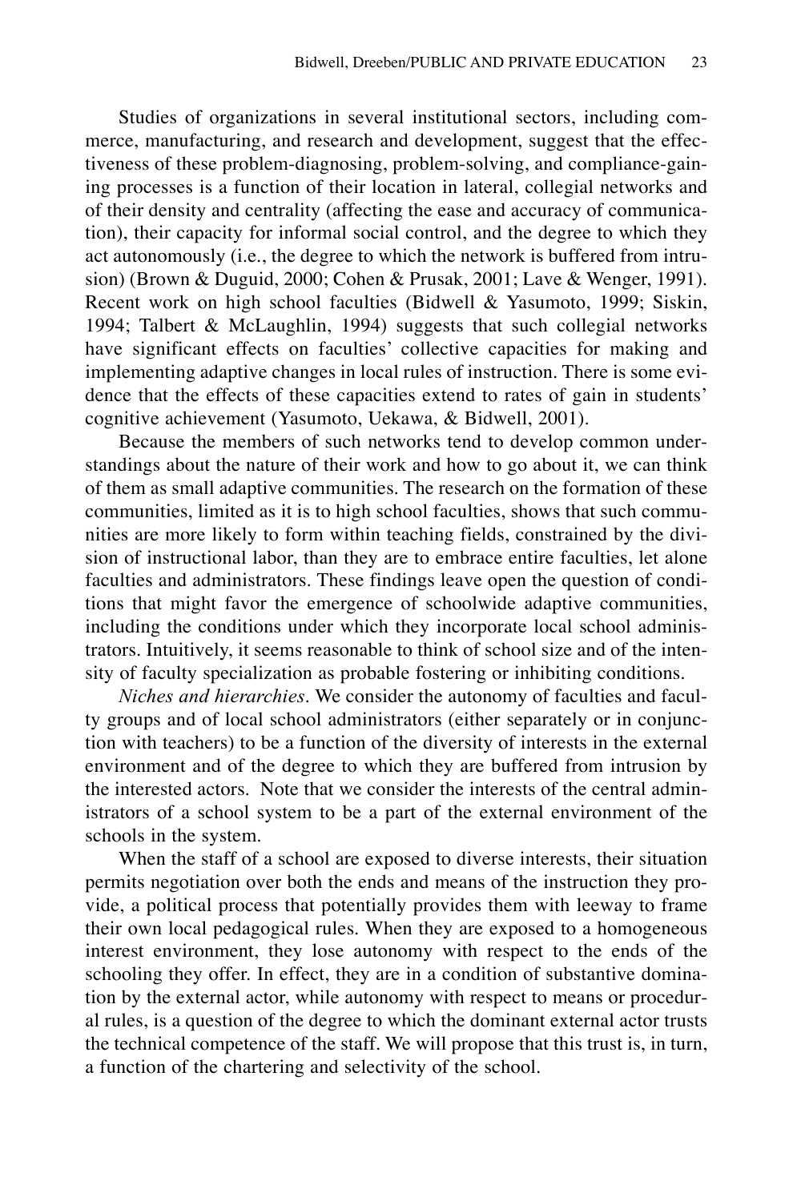Studies of organizations in several institutional sectors, including commerce, manufacturing, and research and development, suggest that the effectiveness of these problem-diagnosing, problem-solving, and compliance-gaining processes is a function of their location in lateral, collegial networks and of their density and centrality (affecting the ease and accuracy of communication), their capacity for informal social control, and the degree to which they act autonomously (i.e., the degree to which the network is buffered from intrusion) (Brown & Duguid, 2000; Cohen & Prusak, 2001; Lave & Wenger, 1991). Recent work on high school faculties (Bidwell & Yasumoto, 1999; Siskin, 1994; Talbert & McLaughlin, 1994) suggests that such collegial networks have significant effects on faculties' collective capacities for making and implementing adaptive changes in local rules of instruction. There is some evidence that the effects of these capacities extend to rates of gain in students' cognitive achievement (Yasumoto, Uekawa, & Bidwell, 2001).

Because the members of such networks tend to develop common understandings about the nature of their work and how to go about it, we can think of them as small adaptive communities. The research on the formation of these communities, limited as it is to high school faculties, shows that such communities are more likely to form within teaching fields, constrained by the division of instructional labor, than they are to embrace entire faculties, let alone faculties and administrators. These findings leave open the question of conditions that might favor the emergence of schoolwide adaptive communities, including the conditions under which they incorporate local school administrators. Intuitively, it seems reasonable to think of school size and of the intensity of faculty specialization as probable fostering or inhibiting conditions.

*Niches and hierarchies*. We consider the autonomy of faculties and faculty groups and of local school administrators (either separately or in conjunction with teachers) to be a function of the diversity of interests in the external environment and of the degree to which they are buffered from intrusion by the interested actors. Note that we consider the interests of the central administrators of a school system to be a part of the external environment of the schools in the system.

When the staff of a school are exposed to diverse interests, their situation permits negotiation over both the ends and means of the instruction they provide, a political process that potentially provides them with leeway to frame their own local pedagogical rules. When they are exposed to a homogeneous interest environment, they lose autonomy with respect to the ends of the schooling they offer. In effect, they are in a condition of substantive domination by the external actor, while autonomy with respect to means or procedural rules, is a question of the degree to which the dominant external actor trusts the technical competence of the staff. We will propose that this trust is, in turn, a function of the chartering and selectivity of the school.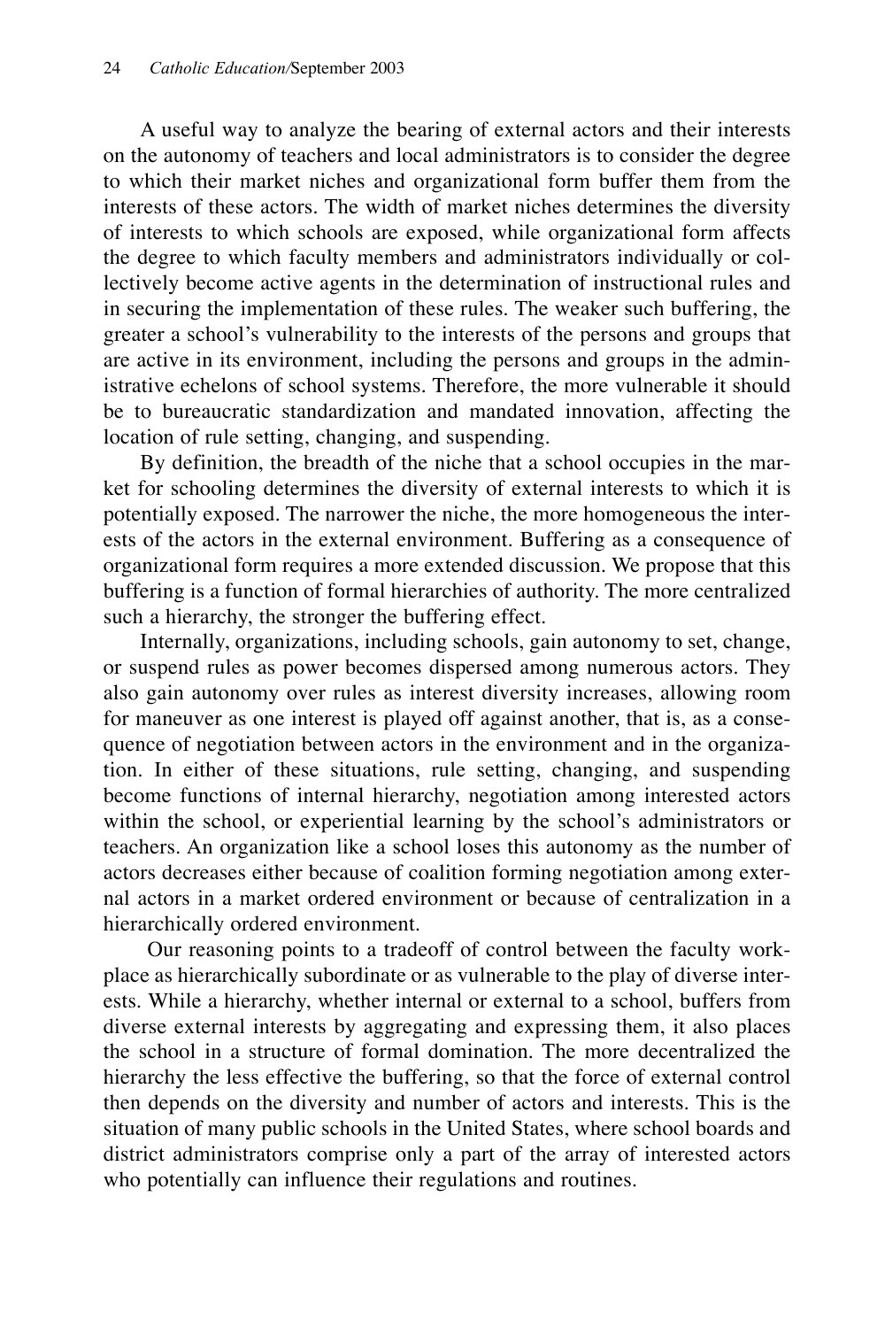A useful way to analyze the bearing of external actors and their interests on the autonomy of teachers and local administrators is to consider the degree to which their market niches and organizational form buffer them from the interests of these actors. The width of market niches determines the diversity of interests to which schools are exposed, while organizational form affects the degree to which faculty members and administrators individually or collectively become active agents in the determination of instructional rules and in securing the implementation of these rules. The weaker such buffering, the greater a school's vulnerability to the interests of the persons and groups that are active in its environment, including the persons and groups in the administrative echelons of school systems. Therefore, the more vulnerable it should be to bureaucratic standardization and mandated innovation, affecting the location of rule setting, changing, and suspending.

By definition, the breadth of the niche that a school occupies in the market for schooling determines the diversity of external interests to which it is potentially exposed. The narrower the niche, the more homogeneous the interests of the actors in the external environment. Buffering as a consequence of organizational form requires a more extended discussion. We propose that this buffering is a function of formal hierarchies of authority. The more centralized such a hierarchy, the stronger the buffering effect.

Internally, organizations, including schools, gain autonomy to set, change, or suspend rules as power becomes dispersed among numerous actors. They also gain autonomy over rules as interest diversity increases, allowing room for maneuver as one interest is played off against another, that is, as a consequence of negotiation between actors in the environment and in the organization. In either of these situations, rule setting, changing, and suspending become functions of internal hierarchy, negotiation among interested actors within the school, or experiential learning by the school's administrators or teachers. An organization like a school loses this autonomy as the number of actors decreases either because of coalition forming negotiation among external actors in a market ordered environment or because of centralization in a hierarchically ordered environment.

Our reasoning points to a tradeoff of control between the faculty workplace as hierarchically subordinate or as vulnerable to the play of diverse interests. While a hierarchy, whether internal or external to a school, buffers from diverse external interests by aggregating and expressing them, it also places the school in a structure of formal domination. The more decentralized the hierarchy the less effective the buffering, so that the force of external control then depends on the diversity and number of actors and interests. This is the situation of many public schools in the United States, where school boards and district administrators comprise only a part of the array of interested actors who potentially can influence their regulations and routines.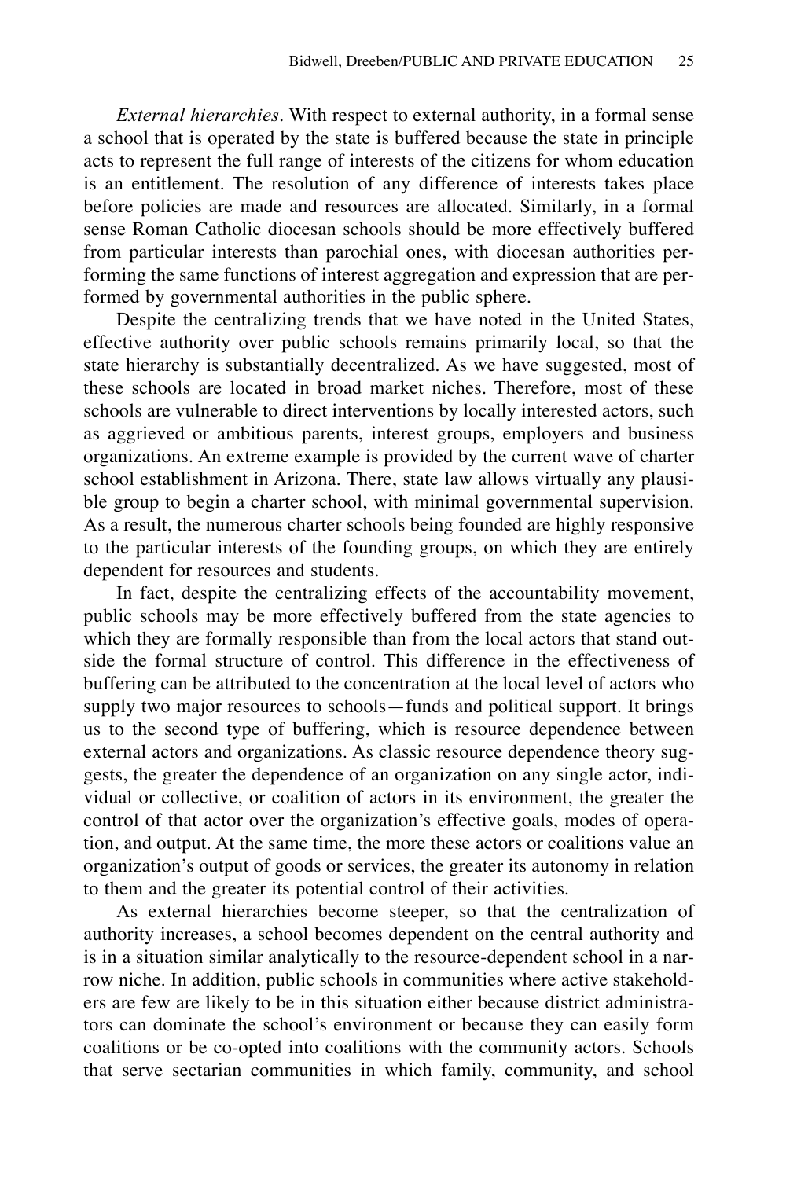*External hierarchies*. With respect to external authority, in a formal sense a school that is operated by the state is buffered because the state in principle acts to represent the full range of interests of the citizens for whom education is an entitlement. The resolution of any difference of interests takes place before policies are made and resources are allocated. Similarly, in a formal sense Roman Catholic diocesan schools should be more effectively buffered from particular interests than parochial ones, with diocesan authorities performing the same functions of interest aggregation and expression that are performed by governmental authorities in the public sphere.

Despite the centralizing trends that we have noted in the United States, effective authority over public schools remains primarily local, so that the state hierarchy is substantially decentralized. As we have suggested, most of these schools are located in broad market niches. Therefore, most of these schools are vulnerable to direct interventions by locally interested actors, such as aggrieved or ambitious parents, interest groups, employers and business organizations. An extreme example is provided by the current wave of charter school establishment in Arizona. There, state law allows virtually any plausible group to begin a charter school, with minimal governmental supervision. As a result, the numerous charter schools being founded are highly responsive to the particular interests of the founding groups, on which they are entirely dependent for resources and students.

In fact, despite the centralizing effects of the accountability movement, public schools may be more effectively buffered from the state agencies to which they are formally responsible than from the local actors that stand outside the formal structure of control. This difference in the effectiveness of buffering can be attributed to the concentration at the local level of actors who supply two major resources to schools—funds and political support. It brings us to the second type of buffering, which is resource dependence between external actors and organizations. As classic resource dependence theory suggests, the greater the dependence of an organization on any single actor, individual or collective, or coalition of actors in its environment, the greater the control of that actor over the organization's effective goals, modes of operation, and output. At the same time, the more these actors or coalitions value an organization's output of goods or services, the greater its autonomy in relation to them and the greater its potential control of their activities.

As external hierarchies become steeper, so that the centralization of authority increases, a school becomes dependent on the central authority and is in a situation similar analytically to the resource-dependent school in a narrow niche. In addition, public schools in communities where active stakeholders are few are likely to be in this situation either because district administrators can dominate the school's environment or because they can easily form coalitions or be co-opted into coalitions with the community actors. Schools that serve sectarian communities in which family, community, and school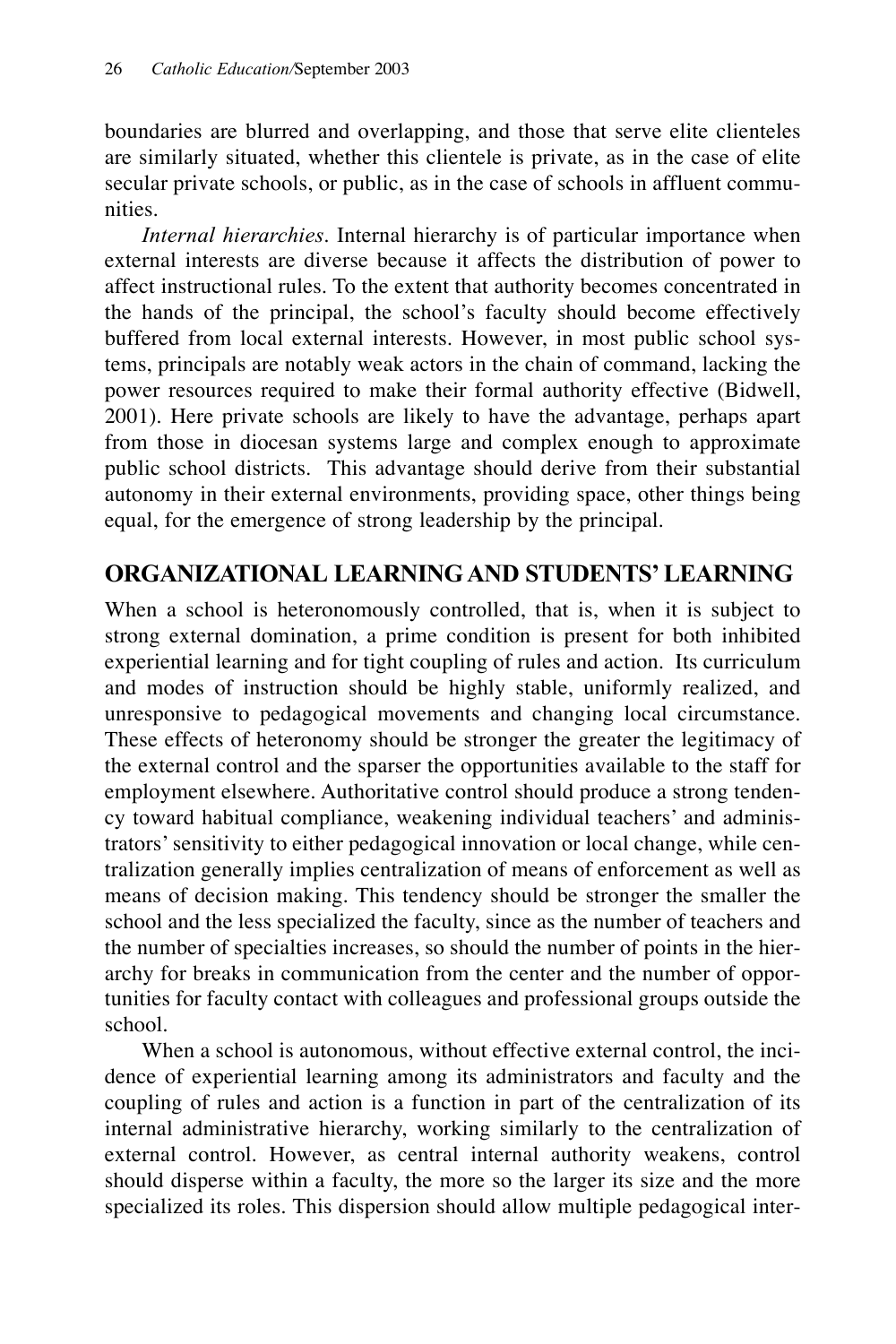boundaries are blurred and overlapping, and those that serve elite clienteles are similarly situated, whether this clientele is private, as in the case of elite secular private schools, or public, as in the case of schools in affluent communities.

*Internal hierarchies*. Internal hierarchy is of particular importance when external interests are diverse because it affects the distribution of power to affect instructional rules. To the extent that authority becomes concentrated in the hands of the principal, the school's faculty should become effectively buffered from local external interests. However, in most public school systems, principals are notably weak actors in the chain of command, lacking the power resources required to make their formal authority effective (Bidwell, 2001). Here private schools are likely to have the advantage, perhaps apart from those in diocesan systems large and complex enough to approximate public school districts. This advantage should derive from their substantial autonomy in their external environments, providing space, other things being equal, for the emergence of strong leadership by the principal.

## ORGANIZATIONAL LEARNING AND STUDENTS' LEARNING

When a school is heteronomously controlled, that is, when it is subject to strong external domination, a prime condition is present for both inhibited experiential learning and for tight coupling of rules and action. Its curriculum and modes of instruction should be highly stable, uniformly realized, and unresponsive to pedagogical movements and changing local circumstance. These effects of heteronomy should be stronger the greater the legitimacy of the external control and the sparser the opportunities available to the staff for employment elsewhere. Authoritative control should produce a strong tendency toward habitual compliance, weakening individual teachers' and administrators' sensitivity to either pedagogical innovation or local change, while centralization generally implies centralization of means of enforcement as well as means of decision making. This tendency should be stronger the smaller the school and the less specialized the faculty, since as the number of teachers and the number of specialties increases, so should the number of points in the hierarchy for breaks in communication from the center and the number of opportunities for faculty contact with colleagues and professional groups outside the school.

When a school is autonomous, without effective external control, the incidence of experiential learning among its administrators and faculty and the coupling of rules and action is a function in part of the centralization of its internal administrative hierarchy, working similarly to the centralization of external control. However, as central internal authority weakens, control should disperse within a faculty, the more so the larger its size and the more specialized its roles. This dispersion should allow multiple pedagogical inter-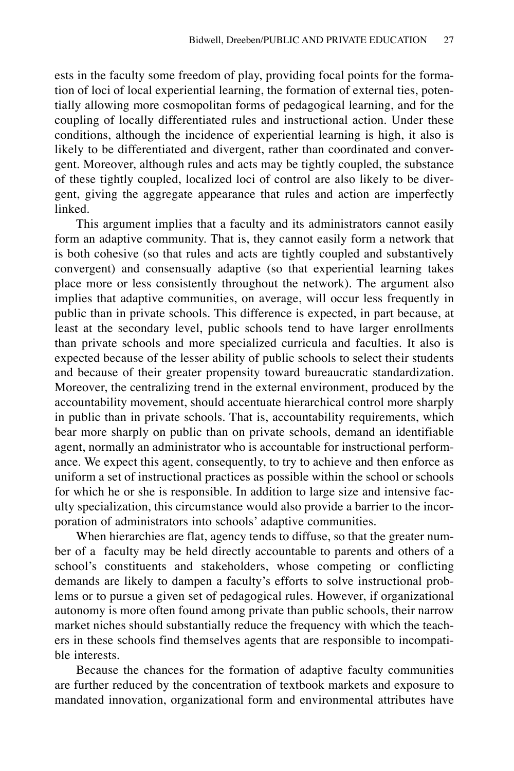ests in the faculty some freedom of play, providing focal points for the formation of loci of local experiential learning, the formation of external ties, potentially allowing more cosmopolitan forms of pedagogical learning, and for the coupling of locally differentiated rules and instructional action. Under these conditions, although the incidence of experiential learning is high, it also is likely to be differentiated and divergent, rather than coordinated and convergent. Moreover, although rules and acts may be tightly coupled, the substance of these tightly coupled, localized loci of control are also likely to be divergent, giving the aggregate appearance that rules and action are imperfectly linked.

This argument implies that a faculty and its administrators cannot easily form an adaptive community. That is, they cannot easily form a network that is both cohesive (so that rules and acts are tightly coupled and substantively convergent) and consensually adaptive (so that experiential learning takes place more or less consistently throughout the network). The argument also implies that adaptive communities, on average, will occur less frequently in public than in private schools. This difference is expected, in part because, at least at the secondary level, public schools tend to have larger enrollments than private schools and more specialized curricula and faculties. It also is expected because of the lesser ability of public schools to select their students and because of their greater propensity toward bureaucratic standardization. Moreover, the centralizing trend in the external environment, produced by the accountability movement, should accentuate hierarchical control more sharply in public than in private schools. That is, accountability requirements, which bear more sharply on public than on private schools, demand an identifiable agent, normally an administrator who is accountable for instructional performance. We expect this agent, consequently, to try to achieve and then enforce as uniform a set of instructional practices as possible within the school or schools for which he or she is responsible. In addition to large size and intensive faculty specialization, this circumstance would also provide a barrier to the incorporation of administrators into schools' adaptive communities.

When hierarchies are flat, agency tends to diffuse, so that the greater number of a faculty may be held directly accountable to parents and others of a school's constituents and stakeholders, whose competing or conflicting demands are likely to dampen a faculty's efforts to solve instructional problems or to pursue a given set of pedagogical rules. However, if organizational autonomy is more often found among private than public schools, their narrow market niches should substantially reduce the frequency with which the teachers in these schools find themselves agents that are responsible to incompatible interests.

Because the chances for the formation of adaptive faculty communities are further reduced by the concentration of textbook markets and exposure to mandated innovation, organizational form and environmental attributes have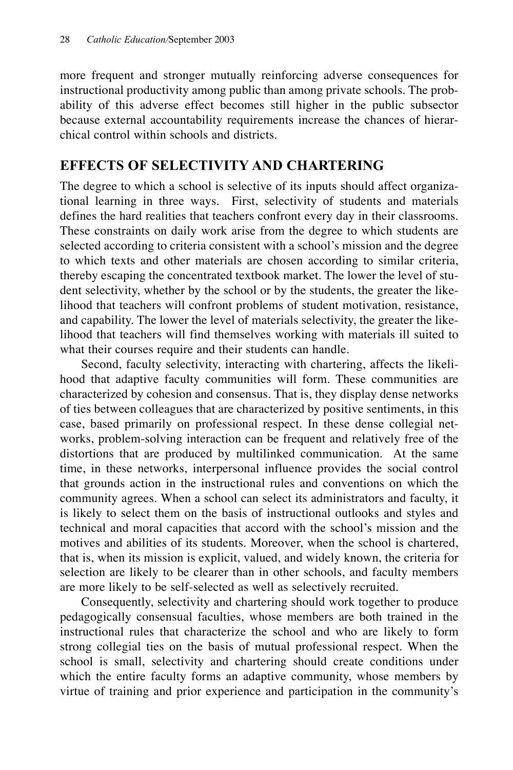more frequent and stronger mutually reinforcing adverse consequences for instructional productivity among public than among private schools. The probability of this adverse effect becomes still higher in the public subsector because external accountability requirements increase the chances of hierarchical control within schools and districts.

## EFFECTS OF SELECTIVITY AND CHARTERING

The degree to which a school is selective of its inputs should affect organizational learning in three ways. First, selectivity of students and materials defines the hard realities that teachers confront every day in their classrooms. These constraints on daily work arise from the degree to which students are selected according to criteria consistent with a school's mission and the degree to which texts and other materials are chosen according to similar criteria, thereby escaping the concentrated textbook market. The lower the level of student selectivity, whether by the school or by the students, the greater the likelihood that teachers will confront problems of student motivation, resistance, and capability. The lower the level of materials selectivity, the greater the likelihood that teachers will find themselves working with materials ill suited to what their courses require and their students can handle.

Second, faculty selectivity, interacting with chartering, affects the likelihood that adaptive faculty communities will form. These communities are characterized by cohesion and consensus. That is, they display dense networks of ties between colleagues that are characterized by positive sentiments, in this case, based primarily on professional respect. In these dense collegial networks, problem-solving interaction can be frequent and relatively free of the distortions that are produced by multilinked communication. At the same time, in these networks, interpersonal influence provides the social control that grounds action in the instructional rules and conventions on which the community agrees. When a school can select its administrators and faculty, it is likely to select them on the basis of instructional outlooks and styles and technical and moral capacities that accord with the school's mission and the motives and abilities of its students. Moreover, when the school is chartered, that is, when its mission is explicit, valued, and widely known, the criteria for selection are likely to be clearer than in other schools, and faculty members are more likely to be self-selected as well as selectively recruited.

Consequently, selectivity and chartering should work together to produce pedagogically consensual faculties, whose members are both trained in the instructional rules that characterize the school and who are likely to form strong collegial ties on the basis of mutual professional respect. When the school is small, selectivity and chartering should create conditions under which the entire faculty forms an adaptive community, whose members by virtue of training and prior experience and participation in the community's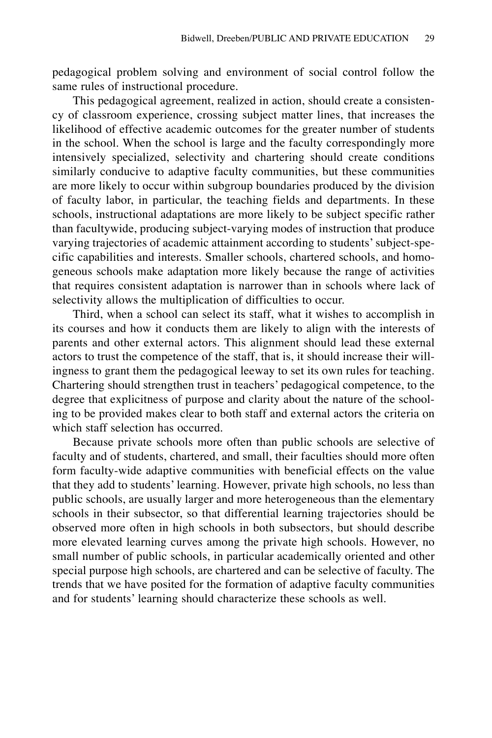pedagogical problem solving and environment of social control follow the same rules of instructional procedure.

This pedagogical agreement, realized in action, should create a consistency of classroom experience, crossing subject matter lines, that increases the likelihood of effective academic outcomes for the greater number of students in the school. When the school is large and the faculty correspondingly more intensively specialized, selectivity and chartering should create conditions similarly conducive to adaptive faculty communities, but these communities are more likely to occur within subgroup boundaries produced by the division of faculty labor, in particular, the teaching fields and departments. In these schools, instructional adaptations are more likely to be subject specific rather than facultywide, producing subject-varying modes of instruction that produce varying trajectories of academic attainment according to students' subject-specific capabilities and interests. Smaller schools, chartered schools, and homogeneous schools make adaptation more likely because the range of activities that requires consistent adaptation is narrower than in schools where lack of selectivity allows the multiplication of difficulties to occur.

Third, when a school can select its staff, what it wishes to accomplish in its courses and how it conducts them are likely to align with the interests of parents and other external actors. This alignment should lead these external actors to trust the competence of the staff, that is, it should increase their willingness to grant them the pedagogical leeway to set its own rules for teaching. Chartering should strengthen trust in teachers' pedagogical competence, to the degree that explicitness of purpose and clarity about the nature of the schooling to be provided makes clear to both staff and external actors the criteria on which staff selection has occurred.

Because private schools more often than public schools are selective of faculty and of students, chartered, and small, their faculties should more often form faculty-wide adaptive communities with beneficial effects on the value that they add to students' learning. However, private high schools, no less than public schools, are usually larger and more heterogeneous than the elementary schools in their subsector, so that differential learning trajectories should be observed more often in high schools in both subsectors, but should describe more elevated learning curves among the private high schools. However, no small number of public schools, in particular academically oriented and other special purpose high schools, are chartered and can be selective of faculty. The trends that we have posited for the formation of adaptive faculty communities and for students' learning should characterize these schools as well.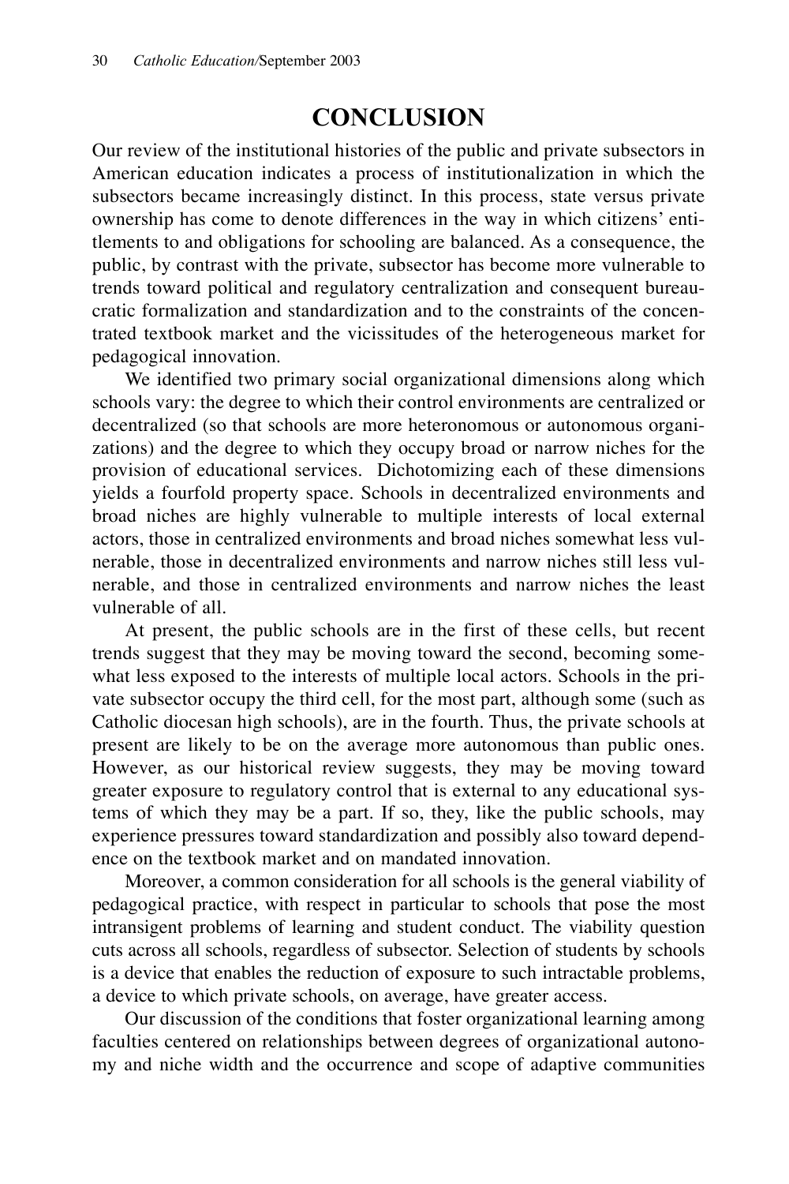## CONCLUSION

Our review of the institutional histories of the public and private subsectors in American education indicates a process of institutionalization in which the subsectors became increasingly distinct. In this process, state versus private ownership has come to denote differences in the way in which citizens' entitlements to and obligations for schooling are balanced. As a consequence, the public, by contrast with the private, subsector has become more vulnerable to trends toward political and regulatory centralization and consequent bureaucratic formalization and standardization and to the constraints of the concentrated textbook market and the vicissitudes of the heterogeneous market for pedagogical innovation.

We identified two primary social organizational dimensions along which schools vary: the degree to which their control environments are centralized or decentralized (so that schools are more heteronomous or autonomous organizations) and the degree to which they occupy broad or narrow niches for the provision of educational services. Dichotomizing each of these dimensions yields a fourfold property space. Schools in decentralized environments and broad niches are highly vulnerable to multiple interests of local external actors, those in centralized environments and broad niches somewhat less vulnerable, those in decentralized environments and narrow niches still less vulnerable, and those in centralized environments and narrow niches the least vulnerable of all.

At present, the public schools are in the first of these cells, but recent trends suggest that they may be moving toward the second, becoming somewhat less exposed to the interests of multiple local actors. Schools in the private subsector occupy the third cell, for the most part, although some (such as Catholic diocesan high schools), are in the fourth. Thus, the private schools at present are likely to be on the average more autonomous than public ones. However, as our historical review suggests, they may be moving toward greater exposure to regulatory control that is external to any educational systems of which they may be a part. If so, they, like the public schools, may experience pressures toward standardization and possibly also toward dependence on the textbook market and on mandated innovation.

Moreover, a common consideration for all schools is the general viability of pedagogical practice, with respect in particular to schools that pose the most intransigent problems of learning and student conduct. The viability question cuts across all schools, regardless of subsector. Selection of students by schools is a device that enables the reduction of exposure to such intractable problems, a device to which private schools, on average, have greater access.

Our discussion of the conditions that foster organizational learning among faculties centered on relationships between degrees of organizational autonomy and niche width and the occurrence and scope of adaptive communities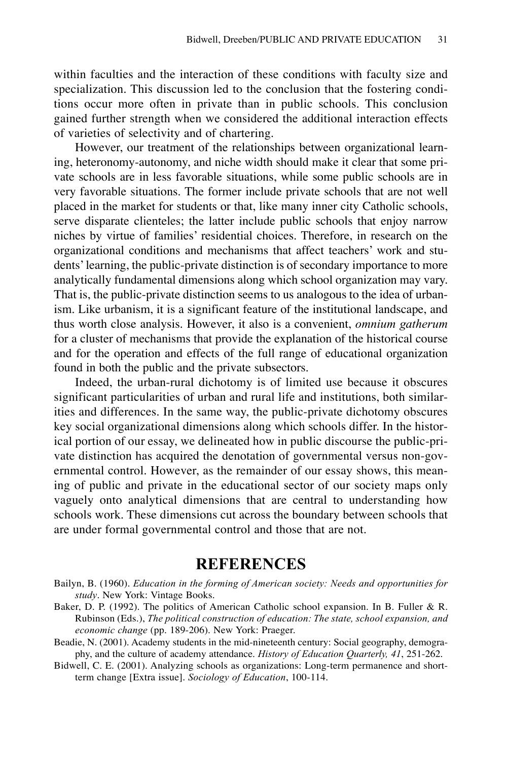within faculties and the interaction of these conditions with faculty size and specialization. This discussion led to the conclusion that the fostering conditions occur more often in private than in public schools. This conclusion gained further strength when we considered the additional interaction effects of varieties of selectivity and of chartering.

However, our treatment of the relationships between organizational learning, heteronomy-autonomy, and niche width should make it clear that some private schools are in less favorable situations, while some public schools are in very favorable situations. The former include private schools that are not well placed in the market for students or that, like many inner city Catholic schools, serve disparate clienteles; the latter include public schools that enjoy narrow niches by virtue of families' residential choices. Therefore, in research on the organizational conditions and mechanisms that affect teachers' work and students' learning, the public-private distinction is of secondary importance to more analytically fundamental dimensions along which school organization may vary. That is, the public-private distinction seems to us analogous to the idea of urbanism. Like urbanism, it is a significant feature of the institutional landscape, and thus worth close analysis. However, it also is a convenient, *omnium gatherum* for a cluster of mechanisms that provide the explanation of the historical course and for the operation and effects of the full range of educational organization found in both the public and the private subsectors.

Indeed, the urban-rural dichotomy is of limited use because it obscures significant particularities of urban and rural life and institutions, both similarities and differences. In the same way, the public-private dichotomy obscures key social organizational dimensions along which schools differ. In the historical portion of our essay, we delineated how in public discourse the public-private distinction has acquired the denotation of governmental versus non-governmental control. However, as the remainder of our essay shows, this meaning of public and private in the educational sector of our society maps only vaguely onto analytical dimensions that are central to understanding how schools work. These dimensions cut across the boundary between schools that are under formal governmental control and those that are not.

## REFERENCES

Bailyn, B. (1960). *Education in the forming of American society: Needs and opportunities for study*. New York: Vintage Books.

Baker, D. P. (1992). The politics of American Catholic school expansion. In B. Fuller & R. Rubinson (Eds.), *The political construction of education: The state, school expansion, and economic change* (pp. 189-206). New York: Praeger.

Beadie, N. (2001). Academy students in the mid-nineteenth century: Social geography, demography, and the culture of academy attendance. *History of Education Quarterly, 41*, 251-262.

Bidwell, C. E. (2001). Analyzing schools as organizations: Long-term permanence and short-term change [Extra issue]. *Sociology of Education*, 100-114.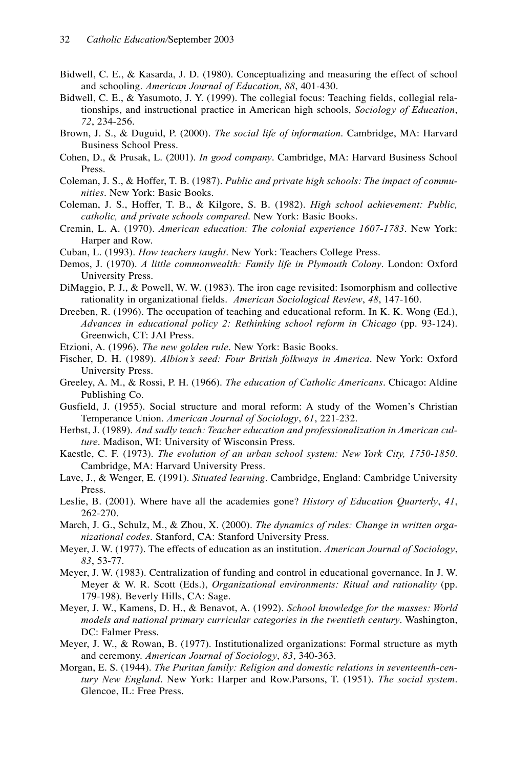Bidwell, C. E., & Kasarda, J. D. (1980). Conceptualizing and measuring the effect of school and schooling. *American Journal of Education*, *88*, 401-430.

Bidwell, C. E., & Yasumoto, J. Y. (1999). The collegial focus: Teaching fields, collegial relationships, and instructional practice in American high schools, *Sociology of Education*, *72*, 234-256.

Brown, J. S., & Duguid, P. (2000). *The social life of information*. Cambridge, MA: Harvard Business School Press.

Cohen, D., & Prusak, L. (2001). *In good company*. Cambridge, MA: Harvard Business School Press.

Coleman, J. S., & Hoffer, T. B. (1987). *Public and private high schools: The impact of communities*. New York: Basic Books.

Coleman, J. S., Hoffer, T. B., & Kilgore, S. B. (1982). *High school achievement: Public, catholic, and private schools compared*. New York: Basic Books.

Cremin, L. A. (1970). *American education: The colonial experience 1607-1783*. New York: Harper and Row.

Cuban, L. (1993). *How teachers taught*. New York: Teachers College Press.

Demos, J. (1970). *A little commonwealth: Family life in Plymouth Colony*. London: Oxford University Press.

DiMaggio, P. J., & Powell, W. W. (1983). The iron cage revisited: Isomorphism and collective rationality in organizational fields. *American Sociological Review*, *48*, 147-160.

Dreeben, R. (1996). The occupation of teaching and educational reform. In K. K. Wong (Ed.), *Advances in educational policy 2: Rethinking school reform in Chicago* (pp. 93-124). Greenwich, CT: JAI Press.

Etzioni, A. (1996). *The new golden rule*. New York: Basic Books.

Fischer, D. H. (1989). *Albion's seed: Four British folkways in America*. New York: Oxford University Press.

Greeley, A. M., & Rossi, P. H. (1966). *The education of Catholic Americans*. Chicago: Aldine Publishing Co.

Gusfield, J. (1955). Social structure and moral reform: A study of the Women's Christian Temperance Union. *American Journal of Sociology*, *61*, 221-232.

Herbst, J. (1989). *And sadly teach: Teacher education and professionalization in American culture*. Madison, WI: University of Wisconsin Press.

Kaestle, C. F. (1973). *The evolution of an urban school system: New York City, 1750-1850*. Cambridge, MA: Harvard University Press.

Lave, J., & Wenger, E. (1991). *Situated learning*. Cambridge, England: Cambridge University Press.

Leslie, B. (2001). Where have all the academies gone? *History of Education Quarterly*, *41*, 262-270.

March, J. G., Schulz, M., & Zhou, X. (2000). *The dynamics of rules: Change in written organizational codes*. Stanford, CA: Stanford University Press.

Meyer, J. W. (1977). The effects of education as an institution. *American Journal of Sociology*, *83*, 53-77.

Meyer, J. W. (1983). Centralization of funding and control in educational governance. In J. W. Meyer & W. R. Scott (Eds.), *Organizational environments: Ritual and rationality* (pp. 179-198). Beverly Hills, CA: Sage.

Meyer, J. W., Kamens, D. H., & Benavot, A. (1992). *School knowledge for the masses: World models and national primary curricular categories in the twentieth century*. Washington, DC: Falmer Press.

Meyer, J. W., & Rowan, B. (1977). Institutionalized organizations: Formal structure as myth and ceremony. *American Journal of Sociology*, *83*, 340-363.

Morgan, E. S. (1944). *The Puritan family: Religion and domestic relations in seventeenth-century New England*. New York: Harper and Row.Parsons, T. (1951). *The social system*. Glencoe, IL: Free Press.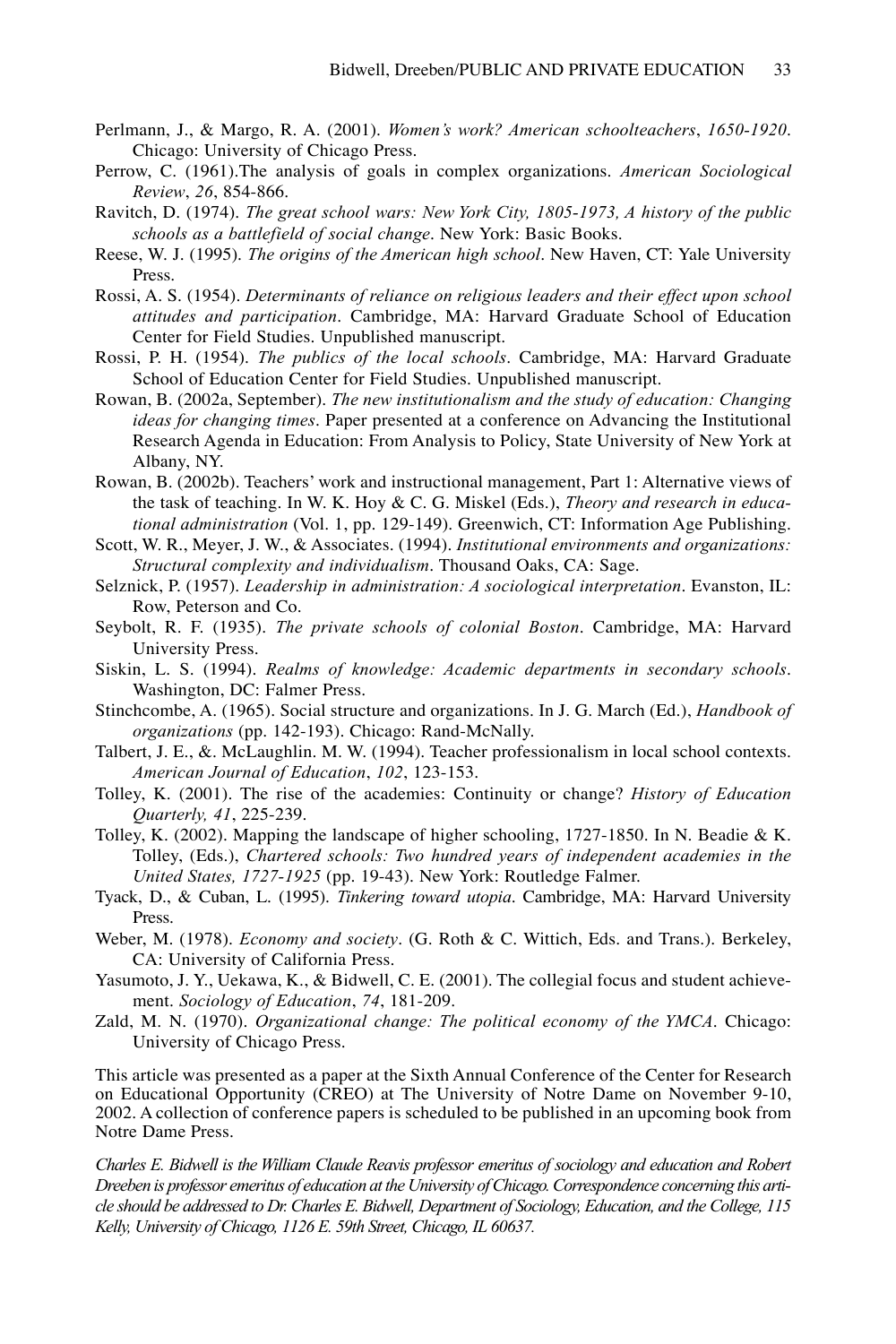Perlmann, J., & Margo, R. A. (2001). *Women's work? American schoolteachers, 1650-1920*. Chicago: University of Chicago Press.

Perrow, C. (1961).The analysis of goals in complex organizations. *American Sociological Review*, *26*, 854-866.

Ravitch, D. (1974). *The great school wars: New York City, 1805-1973, A history of the public schools as a battlefield of social change*. New York: Basic Books.

Reese, W. J. (1995). *The origins of the American high school*. New Haven, CT: Yale University Press.

Rossi, A. S. (1954). *Determinants of reliance on religious leaders and their effect upon school attitudes and participation*. Cambridge, MA: Harvard Graduate School of Education Center for Field Studies. Unpublished manuscript.

Rossi, P. H. (1954). *The publics of the local schools*. Cambridge, MA: Harvard Graduate School of Education Center for Field Studies. Unpublished manuscript.

Rowan, B. (2002a, September). *The new institutionalism and the study of education: Changing ideas for changing times*. Paper presented at a conference on Advancing the Institutional Research Agenda in Education: From Analysis to Policy, State University of New York at Albany, NY.

Rowan, B. (2002b). Teachers' work and instructional management, Part 1: Alternative views of the task of teaching. In W. K. Hoy & C. G. Miskel (Eds.), *Theory and research in educational administration* (Vol. 1, pp. 129-149). Greenwich, CT: Information Age Publishing.

Scott, W. R., Meyer, J. W., & Associates. (1994). *Institutional environments and organizations: Structural complexity and individualism*. Thousand Oaks, CA: Sage.

Selznick, P. (1957). *Leadership in administration: A sociological interpretation*. Evanston, IL: Row, Peterson and Co.

Seybolt, R. F. (1935). *The private schools of colonial Boston*. Cambridge, MA: Harvard University Press.

Siskin, L. S. (1994). *Realms of knowledge: Academic departments in secondary schools*. Washington, DC: Falmer Press.

Stinchcombe, A. (1965). Social structure and organizations. In J. G. March (Ed.), *Handbook of organizations* (pp. 142-193). Chicago: Rand-McNally.

Talbert, J. E., &. McLaughlin. M. W. (1994). Teacher professionalism in local school contexts. *American Journal of Education*, *102*, 123-153.

Tolley, K. (2001). The rise of the academies: Continuity or change? *History of Education Quarterly, 41*, 225-239.

Tolley, K. (2002). Mapping the landscape of higher schooling, 1727-1850. In N. Beadie & K. Tolley, (Eds.), *Chartered schools: Two hundred years of independent academies in the United States, 1727-1925* (pp. 19-43). New York: Routledge Falmer.

Tyack, D., & Cuban, L. (1995). *Tinkering toward utopia*. Cambridge, MA: Harvard University Press.

Weber, M. (1978). *Economy and society*. (G. Roth & C. Wittich, Eds. and Trans.). Berkeley, CA: University of California Press.

Yasumoto, J. Y., Uekawa, K., & Bidwell, C. E. (2001). The collegial focus and student achievement. *Sociology of Education*, *74*, 181-209.

Zald, M. N. (1970). *Organizational change: The political economy of the YMCA*. Chicago: University of Chicago Press.

This article was presented as a paper at the Sixth Annual Conference of the Center for Research on Educational Opportunity (CREO) at The University of Notre Dame on November 9-10, 2002. A collection of conference papers is scheduled to be published in an upcoming book from Notre Dame Press.

*Charles E. Bidwell is the William Claude Reavis professor emeritus of sociology and education and Robert Dreeben is professor emeritus of education at the University of Chicago. Correspondence concerning this article should be addressed to Dr. Charles E. Bidwell, Department of Sociology, Education, and the College, 115 Kelly, University of Chicago, 1126 E. 59th Street, Chicago, IL 60637.*